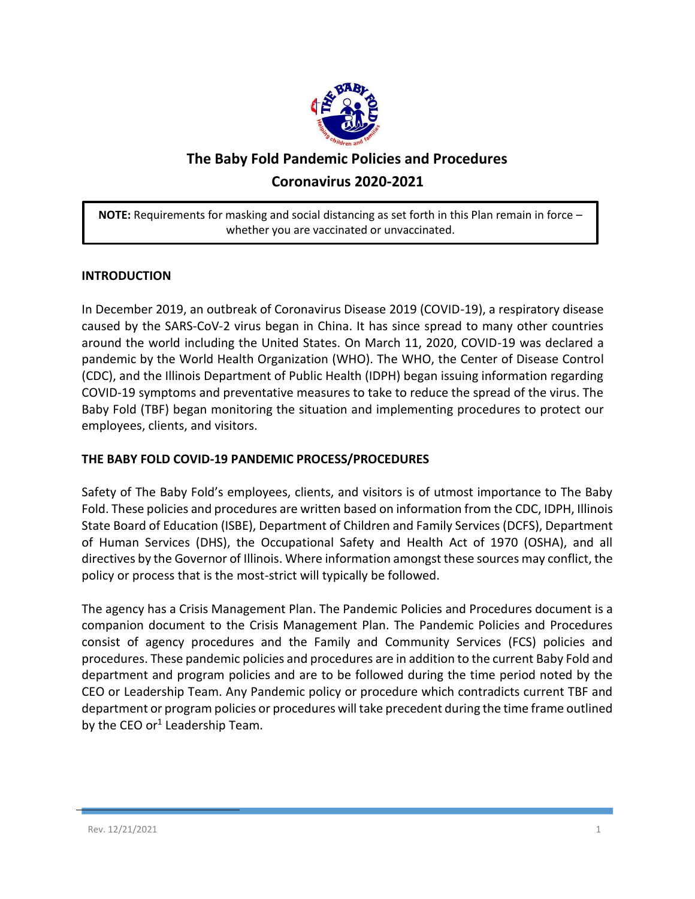# The Baby Fold Pandemic Policies and Procedures

## Coronavirus 2020-2021

**NOTE:** Requirements for masking and social distancing as set forth in this Plan remain in force – whether you are vaccinated or unvaccinated.

### INTRODUCTION

In December 2019, an outbreak of Coronavirus Disease 2019 (COVID-19), a respiratory disease caused by the SARS-CoV-2 virus began in China. It has since spread to many other countries around the world including the United States. On March 11, 2020, COVID-19 was declared a pandemic by the World Health Organization (WHO). The WHO, the Center of Disease Control (CDC), and the Illinois Department of Public Health (IDPH) began issuing information regarding COVID-19 symptoms and preventative measures to take to reduce the spread of the virus. The Baby Fold (TBF) began monitoring the situation and implementing procedures to protect our employees, clients, and visitors.

### THE BABY FOLD COVID-19 PANDEMIC PROCESS/PROCEDURES

Safety of The Baby Fold's employees, clients, and visitors is of utmost importance to The Baby Fold. These policies and procedures are written based on information from the CDC, IDPH, Illinois State Board of Education (ISBE), Department of Children and Family Services (DCFS), Department of Human Services (DHS), the Occupational Safety and Health Act of 1970 (OSHA), and all directives by the Governor of Illinois. Where information amongst these sources may conflict, the policy or process that is the most-strict will typically be followed.

The agency has a Crisis Management Plan. The Pandemic Policies and Procedures document is a companion document to the Crisis Management Plan. The Pandemic Policies and Procedures consist of agency procedures and the Family and Community Services (FCS) policies and procedures. These pandemic policies and procedures are in addition to the current Baby Fold and department and program policies and are to be followed during the time period noted by the CEO or Leadership Team. Any Pandemic policy or procedure which contradicts current TBF and department or program policies or procedures will take precedent during the time frame outlined by the CEO or[1] Leadership Team.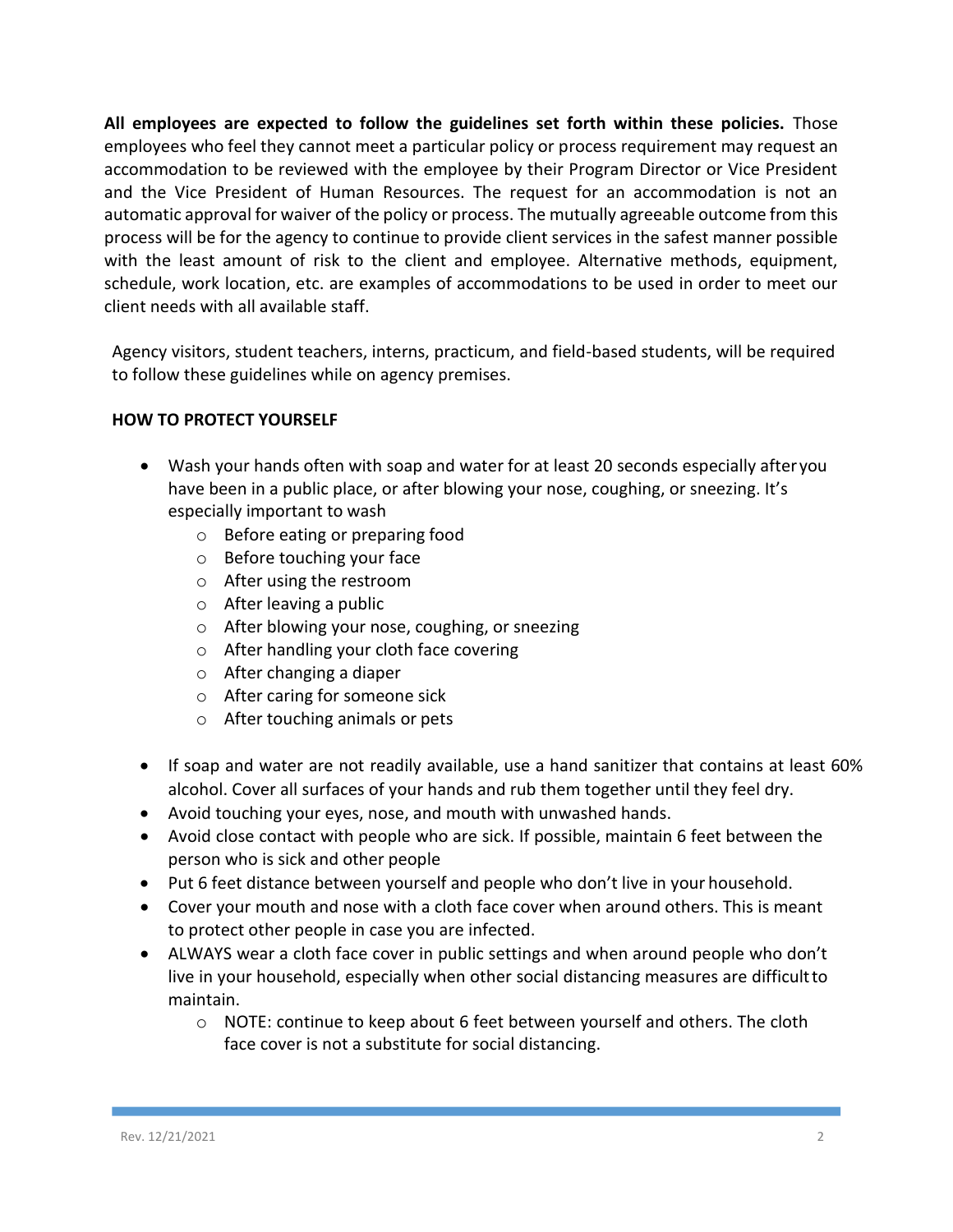**All employees are expected to follow the guidelines set forth within these policies.** Those employees who feel they cannot meet a particular policy or process requirement may request an accommodation to be reviewed with the employee by their Program Director or Vice President and the Vice President of Human Resources. The request for an accommodation is not an automatic approval for waiver of the policy or process. The mutually agreeable outcome from this process will be for the agency to continue to provide client services in the safest manner possible with the least amount of risk to the client and employee. Alternative methods, equipment, schedule, work location, etc. are examples of accommodations to be used in order to meet our client needs with all available staff.

Agency visitors, student teachers, interns, practicum, and field-based students, will be required to follow these guidelines while on agency premises.

**HOW TO PROTECT YOURSELF**

- Wash your hands often with soap and water for at least 20 seconds especially after you have been in a public place, or after blowing your nose, coughing, or sneezing. It's especially important to wash
  - Before eating or preparing food
  - Before touching your face
  - After using the restroom
  - After leaving a public
  - After blowing your nose, coughing, or sneezing
  - After handling your cloth face covering
  - After changing a diaper
  - After caring for someone sick
  - After touching animals or pets
- If soap and water are not readily available, use a hand sanitizer that contains at least 60% alcohol. Cover all surfaces of your hands and rub them together until they feel dry.
- Avoid touching your eyes, nose, and mouth with unwashed hands.
- Avoid close contact with people who are sick. If possible, maintain 6 feet between the person who is sick and other people
- Put 6 feet distance between yourself and people who don't live in your household.
- Cover your mouth and nose with a cloth face cover when around others. This is meant to protect other people in case you are infected.
- ALWAYS wear a cloth face cover in public settings and when around people who don't live in your household, especially when other social distancing measures are difficult to maintain.
  - NOTE: continue to keep about 6 feet between yourself and others. The cloth face cover is not a substitute for social distancing.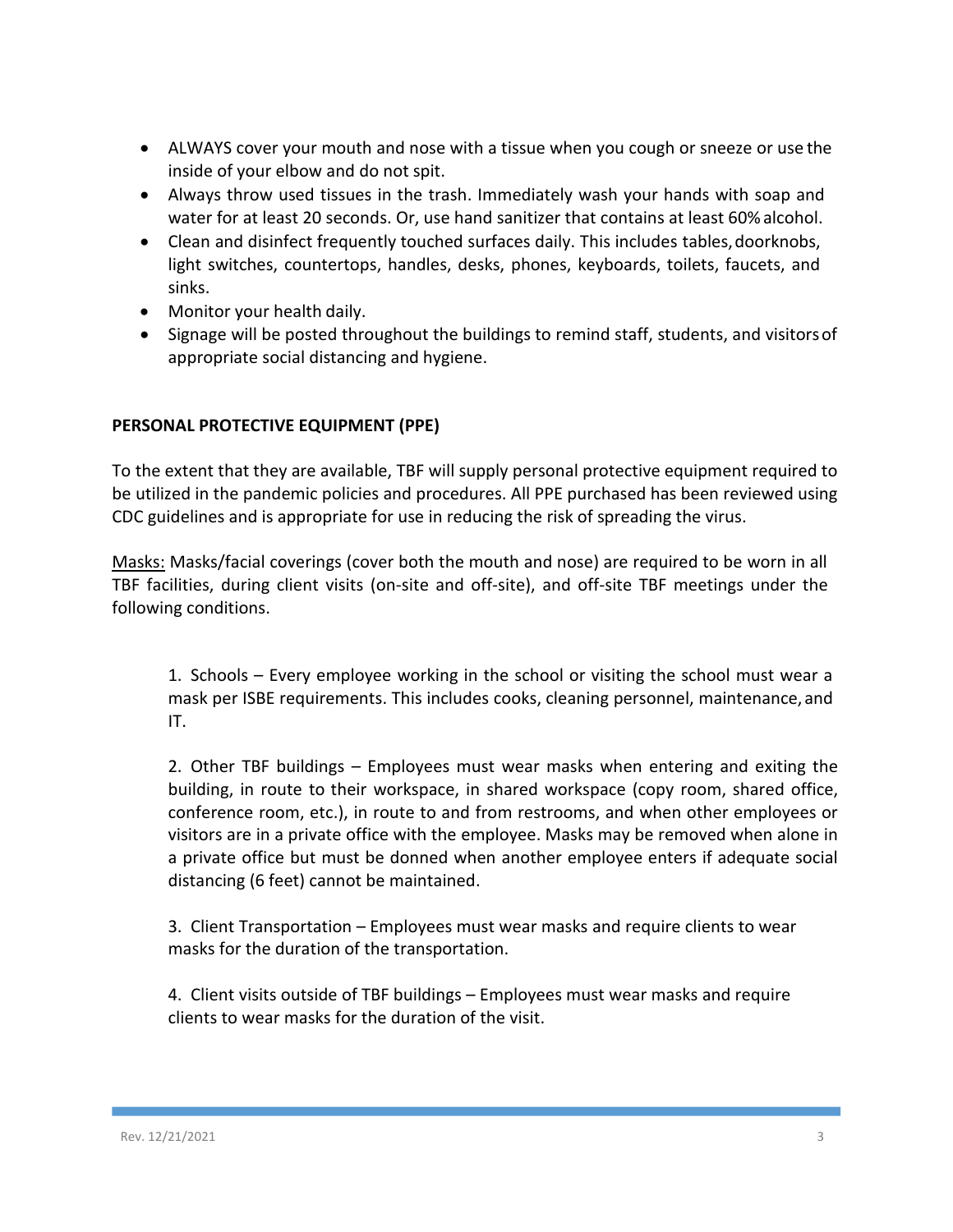- ALWAYS cover your mouth and nose with a tissue when you cough or sneeze or use the inside of your elbow and do not spit.
- Always throw used tissues in the trash. Immediately wash your hands with soap and water for at least 20 seconds. Or, use hand sanitizer that contains at least 60% alcohol.
- Clean and disinfect frequently touched surfaces daily. This includes tables, doorknobs, light switches, countertops, handles, desks, phones, keyboards, toilets, faucets, and sinks.
- Monitor your health daily.
- Signage will be posted throughout the buildings to remind staff, students, and visitors of appropriate social distancing and hygiene.

**PERSONAL PROTECTIVE EQUIPMENT (PPE)**

To the extent that they are available, TBF will supply personal protective equipment required to be utilized in the pandemic policies and procedures. All PPE purchased has been reviewed using CDC guidelines and is appropriate for use in reducing the risk of spreading the virus.

<u>Masks:</u> Masks/facial coverings (cover both the mouth and nose) are required to be worn in all TBF facilities, during client visits (on-site and off-site), and off-site TBF meetings under the following conditions.

1. Schools – Every employee working in the school or visiting the school must wear a mask per ISBE requirements. This includes cooks, cleaning personnel, maintenance, and IT.

2. Other TBF buildings – Employees must wear masks when entering and exiting the building, in route to their workspace, in shared workspace (copy room, shared office, conference room, etc.), in route to and from restrooms, and when other employees or visitors are in a private office with the employee. Masks may be removed when alone in a private office but must be donned when another employee enters if adequate social distancing (6 feet) cannot be maintained.

3. Client Transportation – Employees must wear masks and require clients to wear masks for the duration of the transportation.

4. Client visits outside of TBF buildings – Employees must wear masks and require clients to wear masks for the duration of the visit.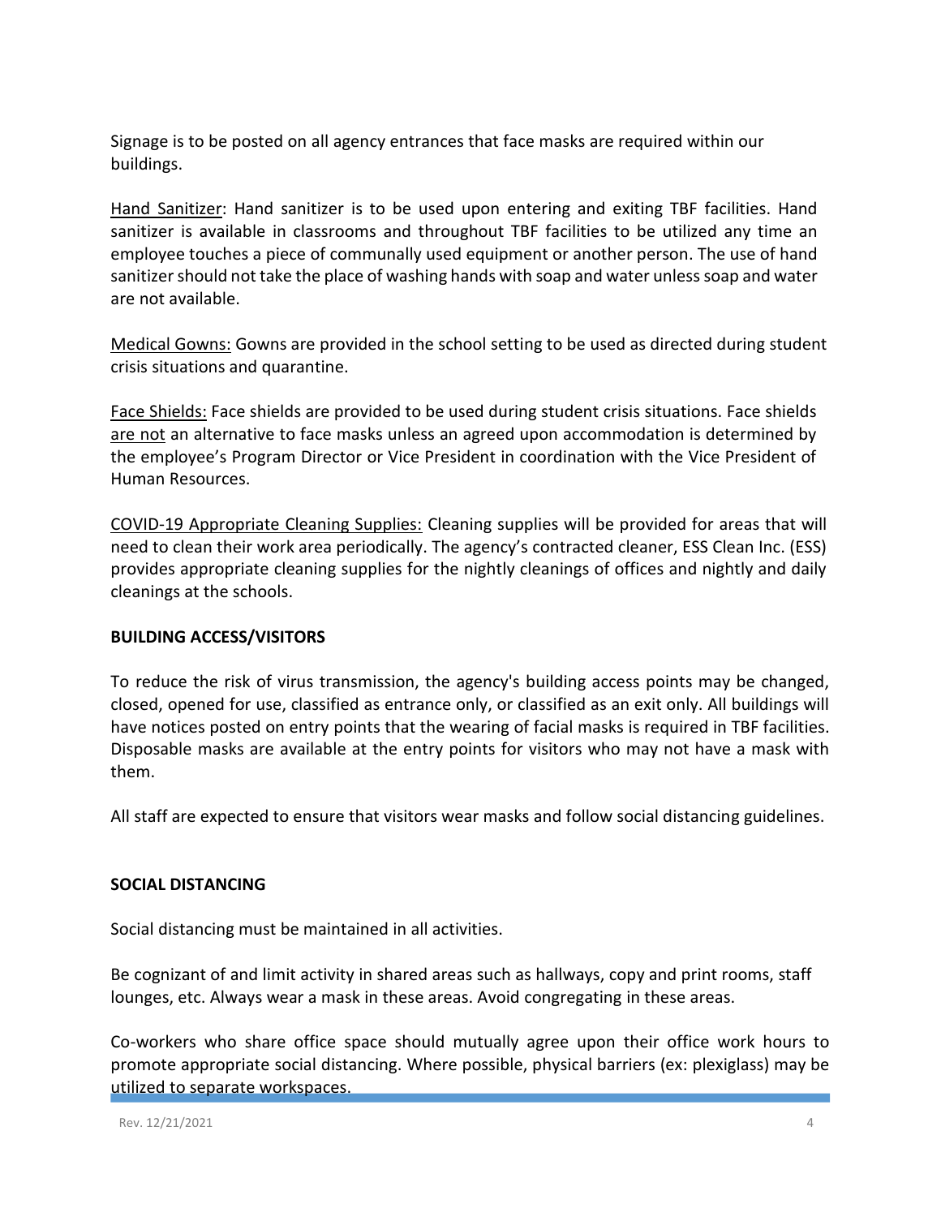Signage is to be posted on all agency entrances that face masks are required within our buildings.

Hand Sanitizer: Hand sanitizer is to be used upon entering and exiting TBF facilities. Hand sanitizer is available in classrooms and throughout TBF facilities to be utilized any time an employee touches a piece of communally used equipment or another person. The use of hand sanitizer should not take the place of washing hands with soap and water unless soap and water are not available.

Medical Gowns: Gowns are provided in the school setting to be used as directed during student crisis situations and quarantine.

Face Shields: Face shields are provided to be used during student crisis situations. Face shields are not an alternative to face masks unless an agreed upon accommodation is determined by the employee's Program Director or Vice President in coordination with the Vice President of Human Resources.

COVID-19 Appropriate Cleaning Supplies: Cleaning supplies will be provided for areas that will need to clean their work area periodically. The agency's contracted cleaner, ESS Clean Inc. (ESS) provides appropriate cleaning supplies for the nightly cleanings of offices and nightly and daily cleanings at the schools.

**BUILDING ACCESS/VISITORS**

To reduce the risk of virus transmission, the agency's building access points may be changed, closed, opened for use, classified as entrance only, or classified as an exit only. All buildings will have notices posted on entry points that the wearing of facial masks is required in TBF facilities. Disposable masks are available at the entry points for visitors who may not have a mask with them.

All staff are expected to ensure that visitors wear masks and follow social distancing guidelines.

**SOCIAL DISTANCING**

Social distancing must be maintained in all activities.

Be cognizant of and limit activity in shared areas such as hallways, copy and print rooms, staff lounges, etc. Always wear a mask in these areas. Avoid congregating in these areas.

Co-workers who share office space should mutually agree upon their office work hours to promote appropriate social distancing. Where possible, physical barriers (ex: plexiglass) may be utilized to separate workspaces.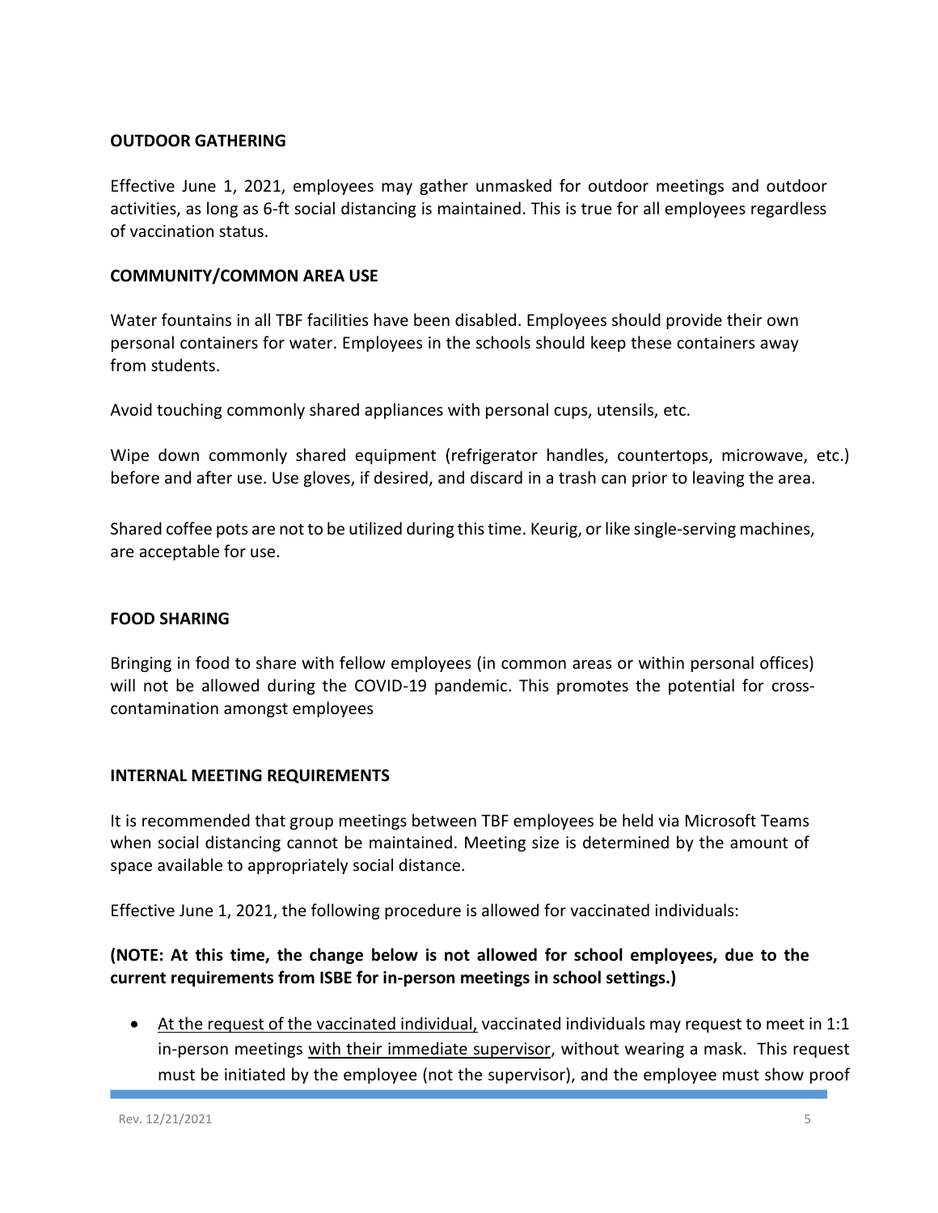**OUTDOOR GATHERING**

Effective June 1, 2021, employees may gather unmasked for outdoor meetings and outdoor activities, as long as 6-ft social distancing is maintained. This is true for all employees regardless of vaccination status.

**COMMUNITY/COMMON AREA USE**

Water fountains in all TBF facilities have been disabled. Employees should provide their own personal containers for water. Employees in the schools should keep these containers away from students.

Avoid touching commonly shared appliances with personal cups, utensils, etc.

Wipe down commonly shared equipment (refrigerator handles, countertops, microwave, etc.) before and after use. Use gloves, if desired, and discard in a trash can prior to leaving the area.

Shared coffee pots are not to be utilized during this time. Keurig, or like single-serving machines, are acceptable for use.

**FOOD SHARING**

Bringing in food to share with fellow employees (in common areas or within personal offices) will not be allowed during the COVID-19 pandemic. This promotes the potential for cross-contamination amongst employees

**INTERNAL MEETING REQUIREMENTS**

It is recommended that group meetings between TBF employees be held via Microsoft Teams when social distancing cannot be maintained. Meeting size is determined by the amount of space available to appropriately social distance.

Effective June 1, 2021, the following procedure is allowed for vaccinated individuals:

**(NOTE: At this time, the change below is not allowed for school employees, due to the current requirements from ISBE for in-person meetings in school settings.)**

- At the request of the vaccinated individual, vaccinated individuals may request to meet in 1:1 in-person meetings with their immediate supervisor, without wearing a mask. This request must be initiated by the employee (not the supervisor), and the employee must show proof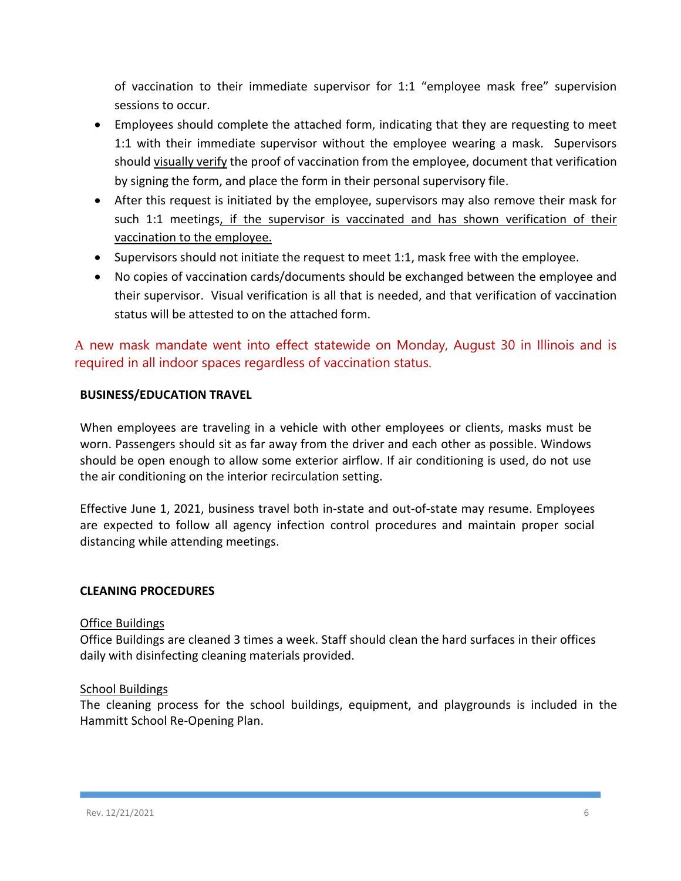of vaccination to their immediate supervisor for 1:1 "employee mask free" supervision sessions to occur.

- Employees should complete the attached form, indicating that they are requesting to meet 1:1 with their immediate supervisor without the employee wearing a mask. Supervisors should visually verify the proof of vaccination from the employee, document that verification by signing the form, and place the form in their personal supervisory file.
- After this request is initiated by the employee, supervisors may also remove their mask for such 1:1 meetings, if the supervisor is vaccinated and has shown verification of their vaccination to the employee.
- Supervisors should not initiate the request to meet 1:1, mask free with the employee.
- No copies of vaccination cards/documents should be exchanged between the employee and their supervisor. Visual verification is all that is needed, and that verification of vaccination status will be attested to on the attached form.

A new mask mandate went into effect statewide on Monday, August 30 in Illinois and is required in all indoor spaces regardless of vaccination status.

**BUSINESS/EDUCATION TRAVEL**

When employees are traveling in a vehicle with other employees or clients, masks must be worn. Passengers should sit as far away from the driver and each other as possible. Windows should be open enough to allow some exterior airflow. If air conditioning is used, do not use the air conditioning on the interior recirculation setting.

Effective June 1, 2021, business travel both in-state and out-of-state may resume. Employees are expected to follow all agency infection control procedures and maintain proper social distancing while attending meetings.

**CLEANING PROCEDURES**

Office Buildings
Office Buildings are cleaned 3 times a week. Staff should clean the hard surfaces in their offices daily with disinfecting cleaning materials provided.

School Buildings
The cleaning process for the school buildings, equipment, and playgrounds is included in the Hammitt School Re-Opening Plan.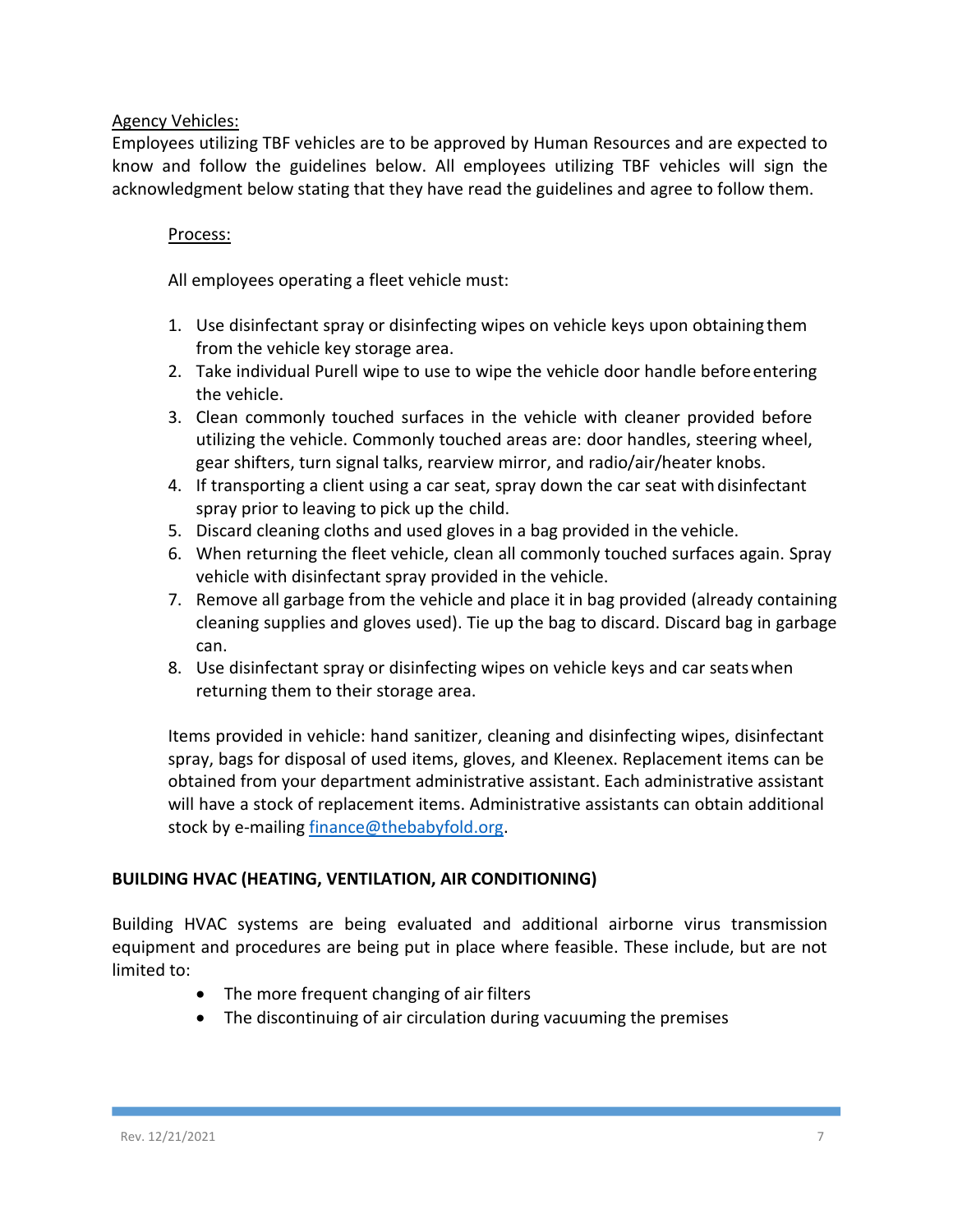Agency Vehicles:

Employees utilizing TBF vehicles are to be approved by Human Resources and are expected to know and follow the guidelines below. All employees utilizing TBF vehicles will sign the acknowledgment below stating that they have read the guidelines and agree to follow them.

Process:

All employees operating a fleet vehicle must:

1. Use disinfectant spray or disinfecting wipes on vehicle keys upon obtaining them from the vehicle key storage area.
2. Take individual Purell wipe to use to wipe the vehicle door handle before entering the vehicle.
3. Clean commonly touched surfaces in the vehicle with cleaner provided before utilizing the vehicle. Commonly touched areas are: door handles, steering wheel, gear shifters, turn signal talks, rearview mirror, and radio/air/heater knobs.
4. If transporting a client using a car seat, spray down the car seat with disinfectant spray prior to leaving to pick up the child.
5. Discard cleaning cloths and used gloves in a bag provided in the vehicle.
6. When returning the fleet vehicle, clean all commonly touched surfaces again. Spray vehicle with disinfectant spray provided in the vehicle.
7. Remove all garbage from the vehicle and place it in bag provided (already containing cleaning supplies and gloves used). Tie up the bag to discard. Discard bag in garbage can.
8. Use disinfectant spray or disinfecting wipes on vehicle keys and car seats when returning them to their storage area.

Items provided in vehicle: hand sanitizer, cleaning and disinfecting wipes, disinfectant spray, bags for disposal of used items, gloves, and Kleenex. Replacement items can be obtained from your department administrative assistant. Each administrative assistant will have a stock of replacement items. Administrative assistants can obtain additional stock by e-mailing finance@thebabyfold.org.

**BUILDING HVAC (HEATING, VENTILATION, AIR CONDITIONING)**

Building HVAC systems are being evaluated and additional airborne virus transmission equipment and procedures are being put in place where feasible. These include, but are not limited to:

- The more frequent changing of air filters
- The discontinuing of air circulation during vacuuming the premises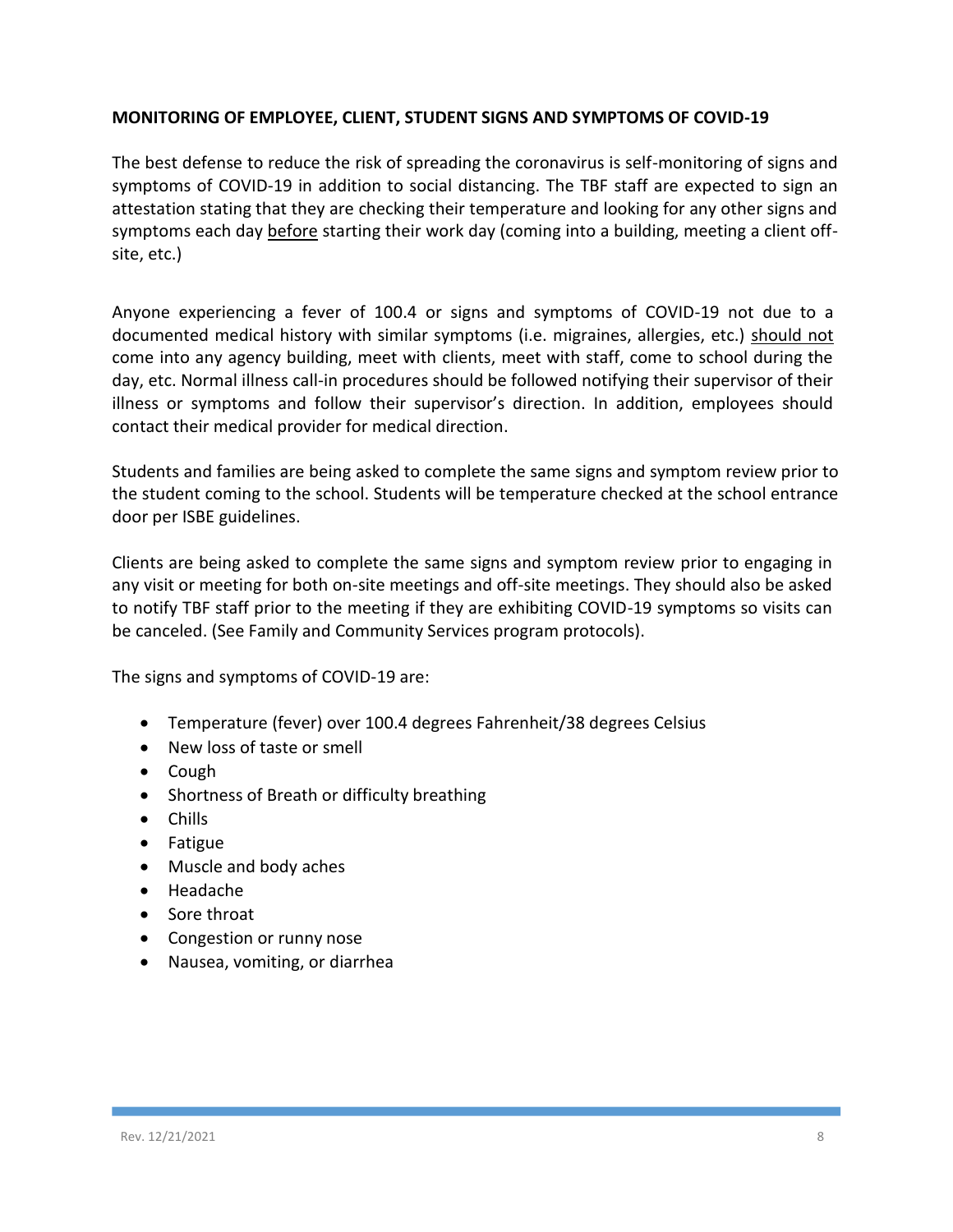**MONITORING OF EMPLOYEE, CLIENT, STUDENT SIGNS AND SYMPTOMS OF COVID-19**

The best defense to reduce the risk of spreading the coronavirus is self-monitoring of signs and symptoms of COVID-19 in addition to social distancing. The TBF staff are expected to sign an attestation stating that they are checking their temperature and looking for any other signs and symptoms each day <u>before</u> starting their work day (coming into a building, meeting a client off-site, etc.)

Anyone experiencing a fever of 100.4 or signs and symptoms of COVID-19 not due to a documented medical history with similar symptoms (i.e. migraines, allergies, etc.) <u>should not</u> come into any agency building, meet with clients, meet with staff, come to school during the day, etc. Normal illness call-in procedures should be followed notifying their supervisor of their illness or symptoms and follow their supervisor's direction. In addition, employees should contact their medical provider for medical direction.

Students and families are being asked to complete the same signs and symptom review prior to the student coming to the school. Students will be temperature checked at the school entrance door per ISBE guidelines.

Clients are being asked to complete the same signs and symptom review prior to engaging in any visit or meeting for both on-site meetings and off-site meetings. They should also be asked to notify TBF staff prior to the meeting if they are exhibiting COVID-19 symptoms so visits can be canceled. (See Family and Community Services program protocols).

The signs and symptoms of COVID-19 are:

- Temperature (fever) over 100.4 degrees Fahrenheit/38 degrees Celsius
- New loss of taste or smell
- Cough
- Shortness of Breath or difficulty breathing
- Chills
- Fatigue
- Muscle and body aches
- Headache
- Sore throat
- Congestion or runny nose
- Nausea, vomiting, or diarrhea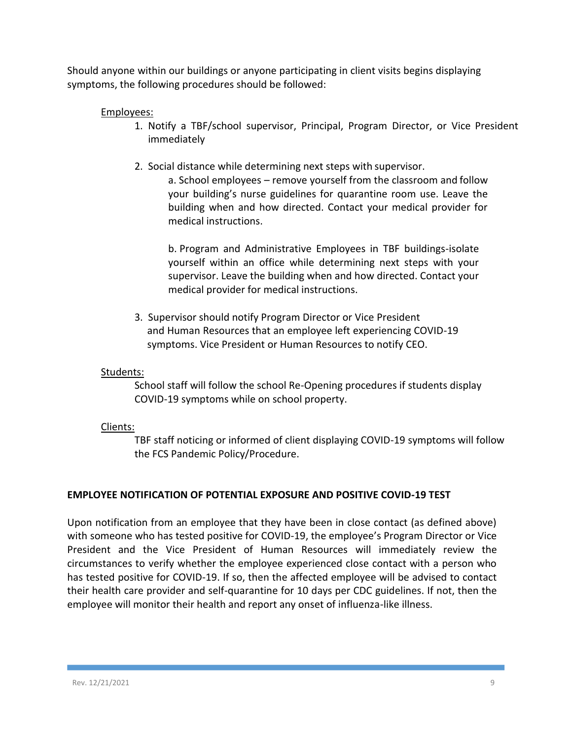Should anyone within our buildings or anyone participating in client visits begins displaying symptoms, the following procedures should be followed:

Employees:

1. Notify a TBF/school supervisor, Principal, Program Director, or Vice President immediately

2. Social distance while determining next steps with supervisor.

   a. School employees – remove yourself from the classroom and follow your building's nurse guidelines for quarantine room use. Leave the building when and how directed. Contact your medical provider for medical instructions.

   b. Program and Administrative Employees in TBF buildings-isolate yourself within an office while determining next steps with your supervisor. Leave the building when and how directed. Contact your medical provider for medical instructions.

3. Supervisor should notify Program Director or Vice President and Human Resources that an employee left experiencing COVID-19 symptoms. Vice President or Human Resources to notify CEO.

Students:

School staff will follow the school Re-Opening procedures if students display COVID-19 symptoms while on school property.

Clients:

TBF staff noticing or informed of client displaying COVID-19 symptoms will follow the FCS Pandemic Policy/Procedure.

**EMPLOYEE NOTIFICATION OF POTENTIAL EXPOSURE AND POSITIVE COVID-19 TEST**

Upon notification from an employee that they have been in close contact (as defined above) with someone who has tested positive for COVID-19, the employee's Program Director or Vice President and the Vice President of Human Resources will immediately review the circumstances to verify whether the employee experienced close contact with a person who has tested positive for COVID-19. If so, then the affected employee will be advised to contact their health care provider and self-quarantine for 10 days per CDC guidelines. If not, then the employee will monitor their health and report any onset of influenza-like illness.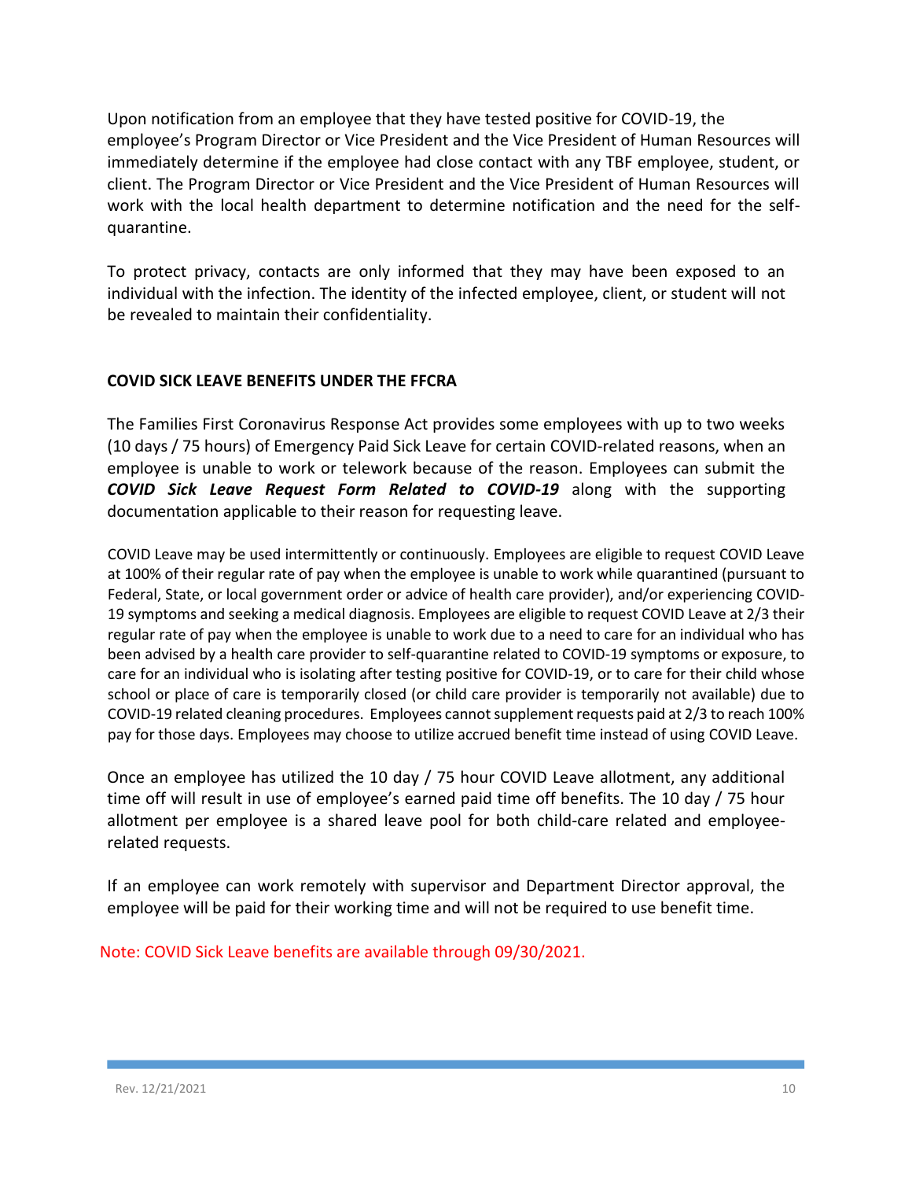Upon notification from an employee that they have tested positive for COVID-19, the employee's Program Director or Vice President and the Vice President of Human Resources will immediately determine if the employee had close contact with any TBF employee, student, or client. The Program Director or Vice President and the Vice President of Human Resources will work with the local health department to determine notification and the need for the self-quarantine.

To protect privacy, contacts are only informed that they may have been exposed to an individual with the infection. The identity of the infected employee, client, or student will not be revealed to maintain their confidentiality.

## COVID SICK LEAVE BENEFITS UNDER THE FFCRA

The Families First Coronavirus Response Act provides some employees with up to two weeks (10 days / 75 hours) of Emergency Paid Sick Leave for certain COVID-related reasons, when an employee is unable to work or telework because of the reason. Employees can submit the ***COVID Sick Leave Request Form Related to COVID-19*** along with the supporting documentation applicable to their reason for requesting leave.

COVID Leave may be used intermittently or continuously. Employees are eligible to request COVID Leave at 100% of their regular rate of pay when the employee is unable to work while quarantined (pursuant to Federal, State, or local government order or advice of health care provider), and/or experiencing COVID-19 symptoms and seeking a medical diagnosis. Employees are eligible to request COVID Leave at 2/3 their regular rate of pay when the employee is unable to work due to a need to care for an individual who has been advised by a health care provider to self-quarantine related to COVID-19 symptoms or exposure, to care for an individual who is isolating after testing positive for COVID-19, or to care for their child whose school or place of care is temporarily closed (or child care provider is temporarily not available) due to COVID-19 related cleaning procedures. Employees cannot supplement requests paid at 2/3 to reach 100% pay for those days. Employees may choose to utilize accrued benefit time instead of using COVID Leave.

Once an employee has utilized the 10 day / 75 hour COVID Leave allotment, any additional time off will result in use of employee's earned paid time off benefits. The 10 day / 75 hour allotment per employee is a shared leave pool for both child-care related and employee-related requests.

If an employee can work remotely with supervisor and Department Director approval, the employee will be paid for their working time and will not be required to use benefit time.

Note: COVID Sick Leave benefits are available through 09/30/2021.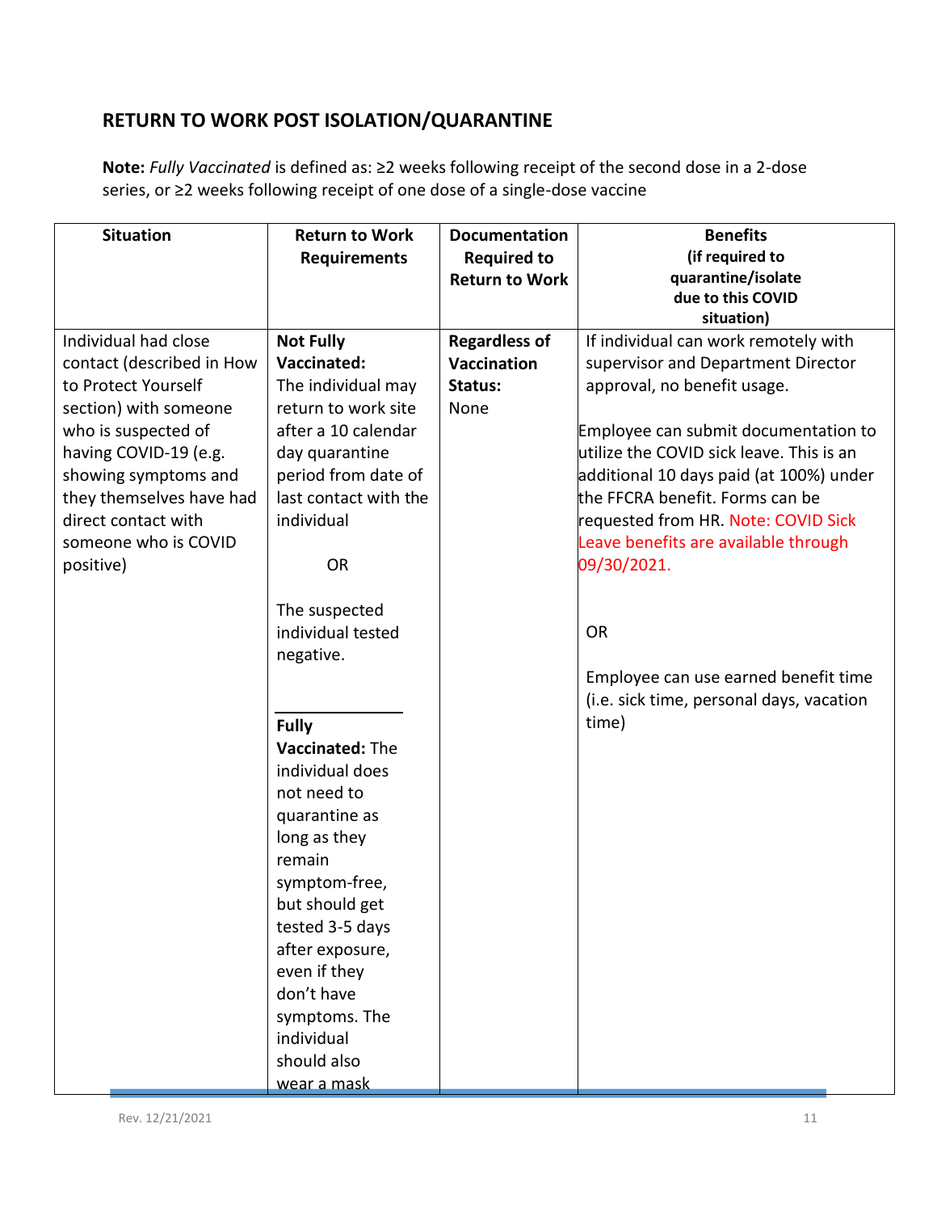## RETURN TO WORK POST ISOLATION/QUARANTINE

**Note:** *Fully Vaccinated* is defined as: ≥2 weeks following receipt of the second dose in a 2-dose series, or ≥2 weeks following receipt of one dose of a single-dose vaccine

| Situation | Return to Work Requirements | Documentation Required to Return to Work | Benefits (if required to quarantine/isolate due to this COVID situation) |
|---|---|---|---|
| Individual had close contact (described in How to Protect Yourself section) with someone who is suspected of having COVID-19 (e.g. showing symptoms and they themselves have had direct contact with someone who is COVID positive) | **Not Fully Vaccinated:** The individual may return to work site after a 10 calendar day quarantine period from date of last contact with the individual<br><br>OR<br><br>The suspected individual tested negative.<br><br>**Fully Vaccinated:** The individual does not need to quarantine as long as they remain symptom-free, but should get tested 3-5 days after exposure, even if they don't have symptoms. The individual should also wear a mask | **Regardless of Vaccination Status:** None | If individual can work remotely with supervisor and Department Director approval, no benefit usage.<br><br>Employee can submit documentation to utilize the COVID sick leave. This is an additional 10 days paid (at 100%) under the FFCRA benefit. Forms can be requested from HR. Note: COVID Sick Leave benefits are available through 09/30/2021.<br><br>OR<br><br>Employee can use earned benefit time (i.e. sick time, personal days, vacation time) |

Rev. 12/21/2021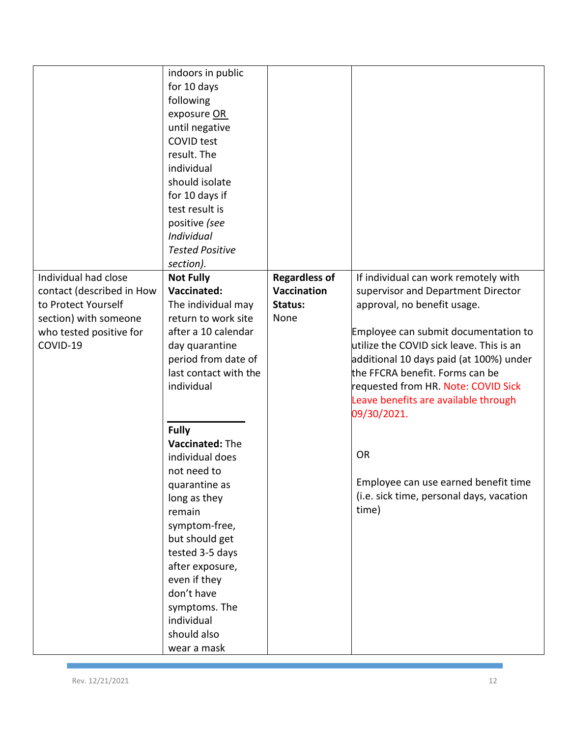| | | | |
|---|---|---|---|
| | indoors in public for 10 days following exposure <u>OR</u> until negative COVID test result. The individual should isolate for 10 days if test result is positive *(see Individual Tested Positive section).* | | |
| Individual had close contact (described in How to Protect Yourself section) with someone who tested positive for COVID-19 | **Not Fully Vaccinated:** The individual may return to work site after a 10 calendar day quarantine period from date of last contact with the individual<br><br>**Fully Vaccinated:** The individual does not need to quarantine as long as they remain symptom-free, but should get tested 3-5 days after exposure, even if they don't have symptoms. The individual should also wear a mask | **Regardless of Vaccination Status:** None | If individual can work remotely with supervisor and Department Director approval, no benefit usage.<br><br>Employee can submit documentation to utilize the COVID sick leave. This is an additional 10 days paid (at 100%) under the FFCRA benefit. Forms can be requested from HR. Note: COVID Sick Leave benefits are available through 09/30/2021.<br><br>OR<br><br>Employee can use earned benefit time (i.e. sick time, personal days, vacation time) |

Rev. 12/21/2021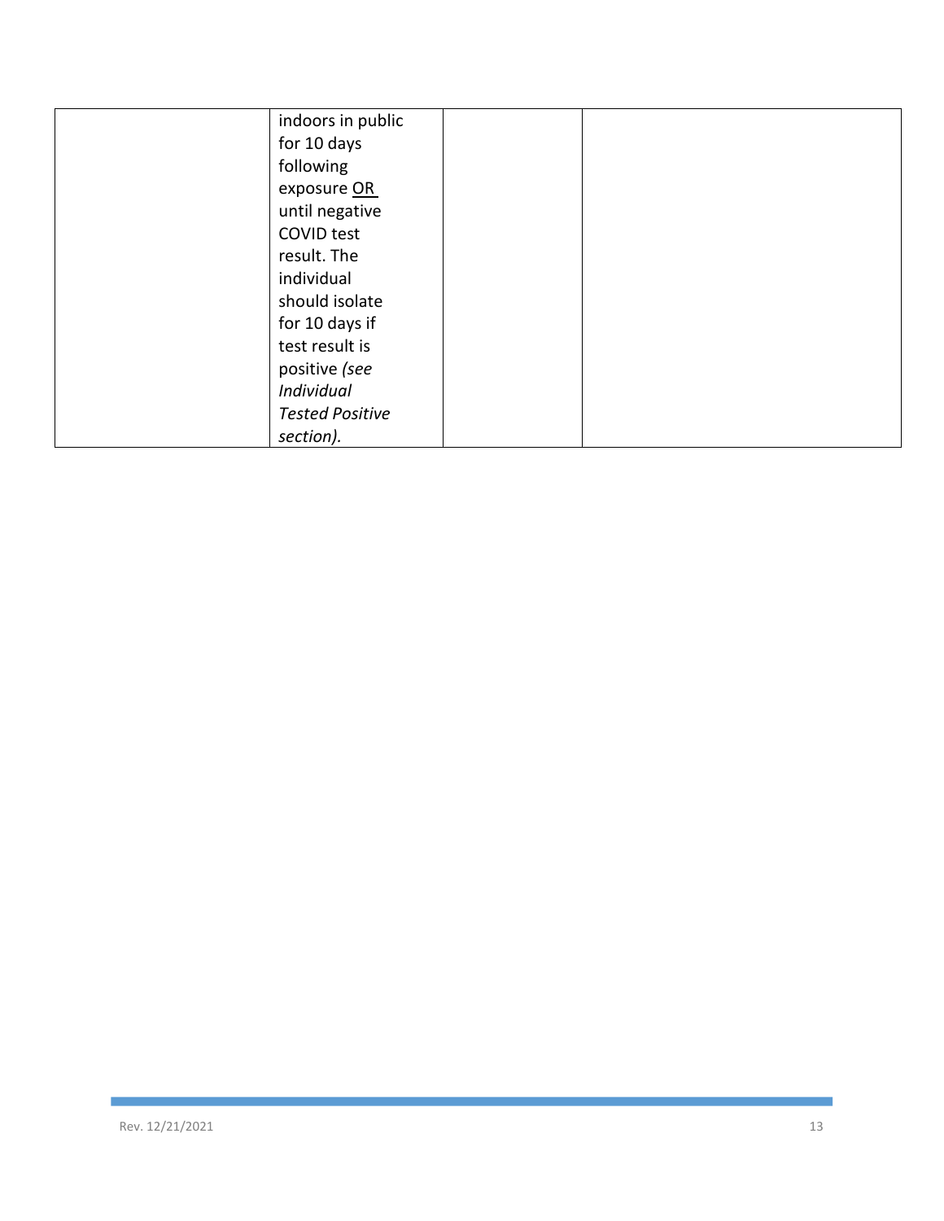| | | | |
|---|---|---|---|
| | indoors in public for 10 days following exposure <u>OR</u> until negative COVID test result. The individual should isolate for 10 days if test result is positive *(see Individual Tested Positive section).* | | |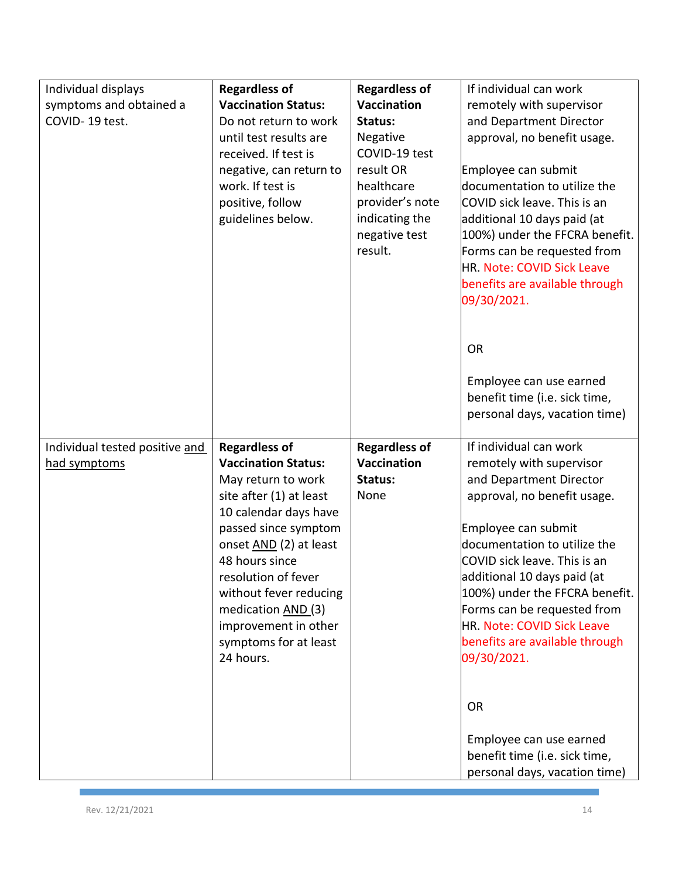| Individual displays symptoms and obtained a COVID- 19 test. | **Regardless of Vaccination Status:** Do not return to work until test results are received. If test is negative, can return to work. If test is positive, follow guidelines below. | **Regardless of Vaccination Status:** Negative COVID-19 test result OR healthcare provider's note indicating the negative test result. | If individual can work remotely with supervisor and Department Director approval, no benefit usage.<br><br>Employee can submit documentation to utilize the COVID sick leave. This is an additional 10 days paid (at 100%) under the FFCRA benefit. Forms can be requested from HR. Note: COVID Sick Leave benefits are available through 09/30/2021.<br><br>OR<br><br>Employee can use earned benefit time (i.e. sick time, personal days, vacation time) |
|---|---|---|---|
| Individual tested positive <u>and had symptoms</u> | **Regardless of Vaccination Status:** May return to work site after (1) at least 10 calendar days have passed since symptom onset <u>AND</u> (2) at least 48 hours since resolution of fever without fever reducing medication <u>AND</u> (3) improvement in other symptoms for at least 24 hours. | **Regardless of Vaccination Status:** None | If individual can work remotely with supervisor and Department Director approval, no benefit usage.<br><br>Employee can submit documentation to utilize the COVID sick leave. This is an additional 10 days paid (at 100%) under the FFCRA benefit. Forms can be requested from HR. Note: COVID Sick Leave benefits are available through 09/30/2021.<br><br>OR<br><br>Employee can use earned benefit time (i.e. sick time, personal days, vacation time) |

Rev. 12/21/2021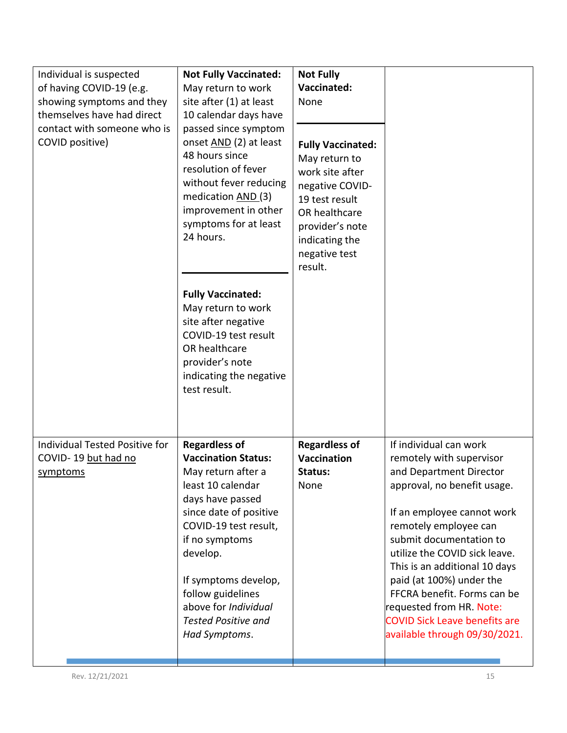| | | | |
|---|---|---|---|
| Individual is suspected of having COVID-19 (e.g. showing symptoms and they themselves have had direct contact with someone who is COVID positive) | **Not Fully Vaccinated:** May return to work site after (1) at least 10 calendar days have passed since symptom onset <u>AND</u> (2) at least 48 hours since resolution of fever without fever reducing medication <u>AND</u> (3) improvement in other symptoms for at least 24 hours.<br><br>**Fully Vaccinated:** May return to work site after negative COVID-19 test result OR healthcare provider's note indicating the negative test result. | **Not Fully Vaccinated:** None<br><br>**Fully Vaccinated:** May return to work site after negative COVID-19 test result OR healthcare provider's note indicating the negative test result. | |
| Individual Tested Positive for COVID- 19 <u>but had no symptoms</u> | **Regardless of Vaccination Status:** May return after a least 10 calendar days have passed since date of positive COVID-19 test result, if no symptoms develop.<br><br>If symptoms develop, follow guidelines above for *Individual Tested Positive and Had Symptoms*. | **Regardless of Vaccination Status:** None | If individual can work remotely with supervisor and Department Director approval, no benefit usage.<br><br>If an employee cannot work remotely employee can submit documentation to utilize the COVID sick leave. This is an additional 10 days paid (at 100%) under the FFCRA benefit. Forms can be requested from HR. Note: COVID Sick Leave benefits are available through 09/30/2021. |

Rev. 12/21/2021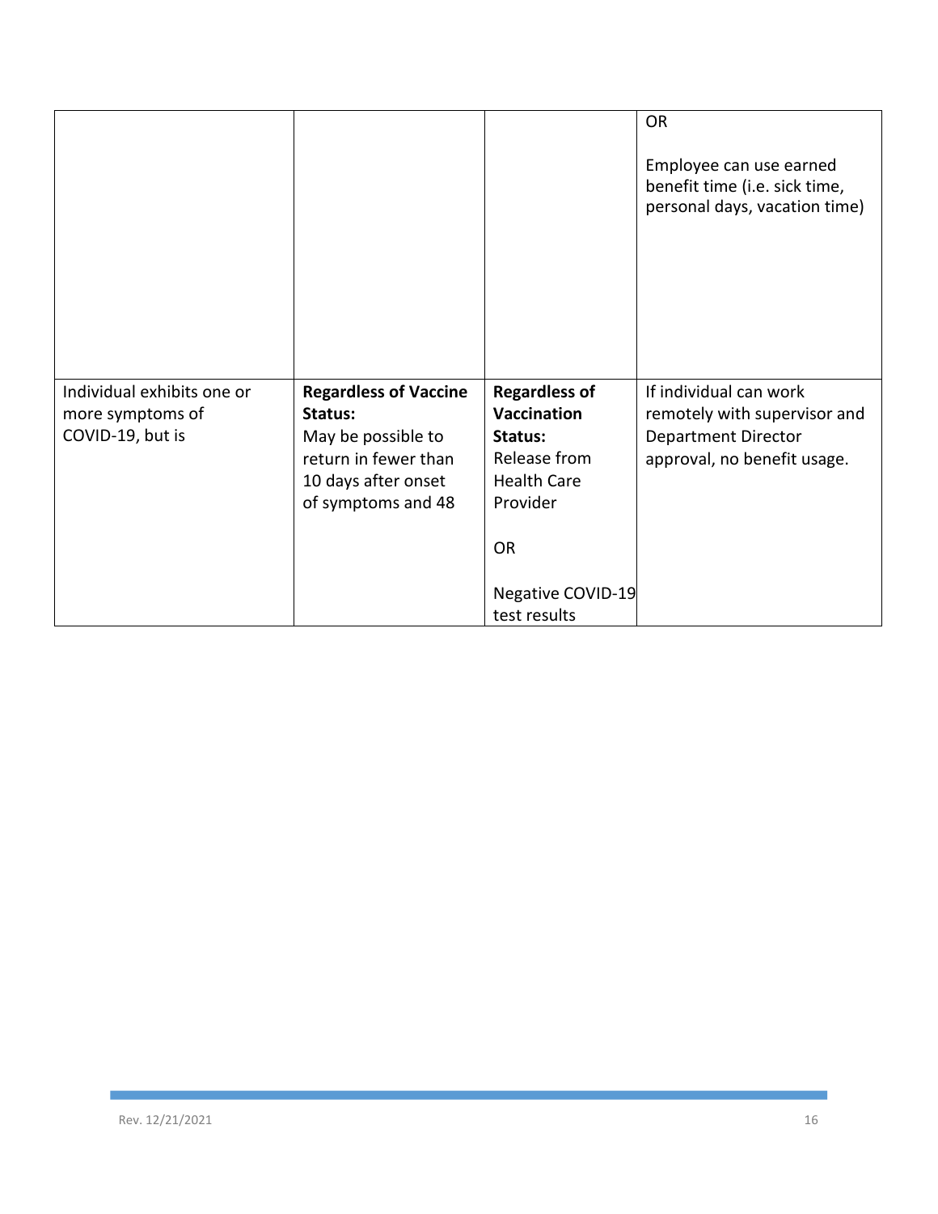| | | | |
|---|---|---|---|
| | | | OR<br><br>Employee can use earned benefit time (i.e. sick time, personal days, vacation time) |
| Individual exhibits one or more symptoms of COVID-19, but is | **Regardless of Vaccine Status:**<br>May be possible to return in fewer than 10 days after onset of symptoms and 48 | **Regardless of Vaccination Status:**<br>Release from Health Care Provider<br><br>OR<br><br>Negative COVID-19 test results | If individual can work remotely with supervisor and Department Director approval, no benefit usage. |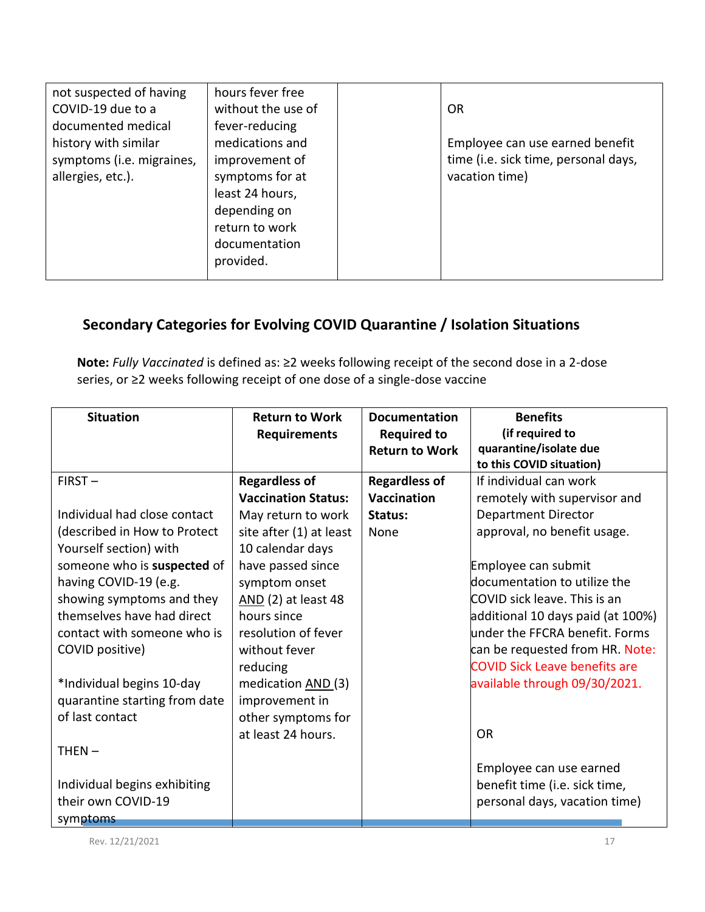| | | | |
|---|---|---|---|
| not suspected of having COVID-19 due to a documented medical history with similar symptoms (i.e. migraines, allergies, etc.). | hours fever free without the use of fever-reducing medications and improvement of symptoms for at least 24 hours, depending on return to work documentation provided. | | OR<br><br>Employee can use earned benefit time (i.e. sick time, personal days, vacation time) |

## Secondary Categories for Evolving COVID Quarantine / Isolation Situations

**Note:** *Fully Vaccinated* is defined as: ≥2 weeks following receipt of the second dose in a 2-dose series, or ≥2 weeks following receipt of one dose of a single-dose vaccine

| Situation | Return to Work Requirements | Documentation Required to Return to Work | Benefits (if required to quarantine/isolate due to this COVID situation) |
|---|---|---|---|
| FIRST –<br><br>Individual had close contact (described in How to Protect Yourself section) with someone who is **suspected** of having COVID-19 (e.g. showing symptoms and they themselves have had direct contact with someone who is COVID positive)<br><br>*Individual begins 10-day quarantine starting from date of last contact<br><br>THEN –<br><br>Individual begins exhibiting their own COVID-19 symptoms | **Regardless of Vaccination Status:** May return to work site after (1) at least 10 calendar days have passed since symptom onset AND (2) at least 48 hours since resolution of fever without fever reducing medication AND (3) improvement in other symptoms for at least 24 hours. | **Regardless of Vaccination Status:** None | If individual can work remotely with supervisor and Department Director approval, no benefit usage.<br><br>Employee can submit documentation to utilize the COVID sick leave. This is an additional 10 days paid (at 100%) under the FFCRA benefit. Forms can be requested from HR. Note: COVID Sick Leave benefits are available through 09/30/2021.<br><br>OR<br><br>Employee can use earned benefit time (i.e. sick time, personal days, vacation time) |

Rev. 12/21/2021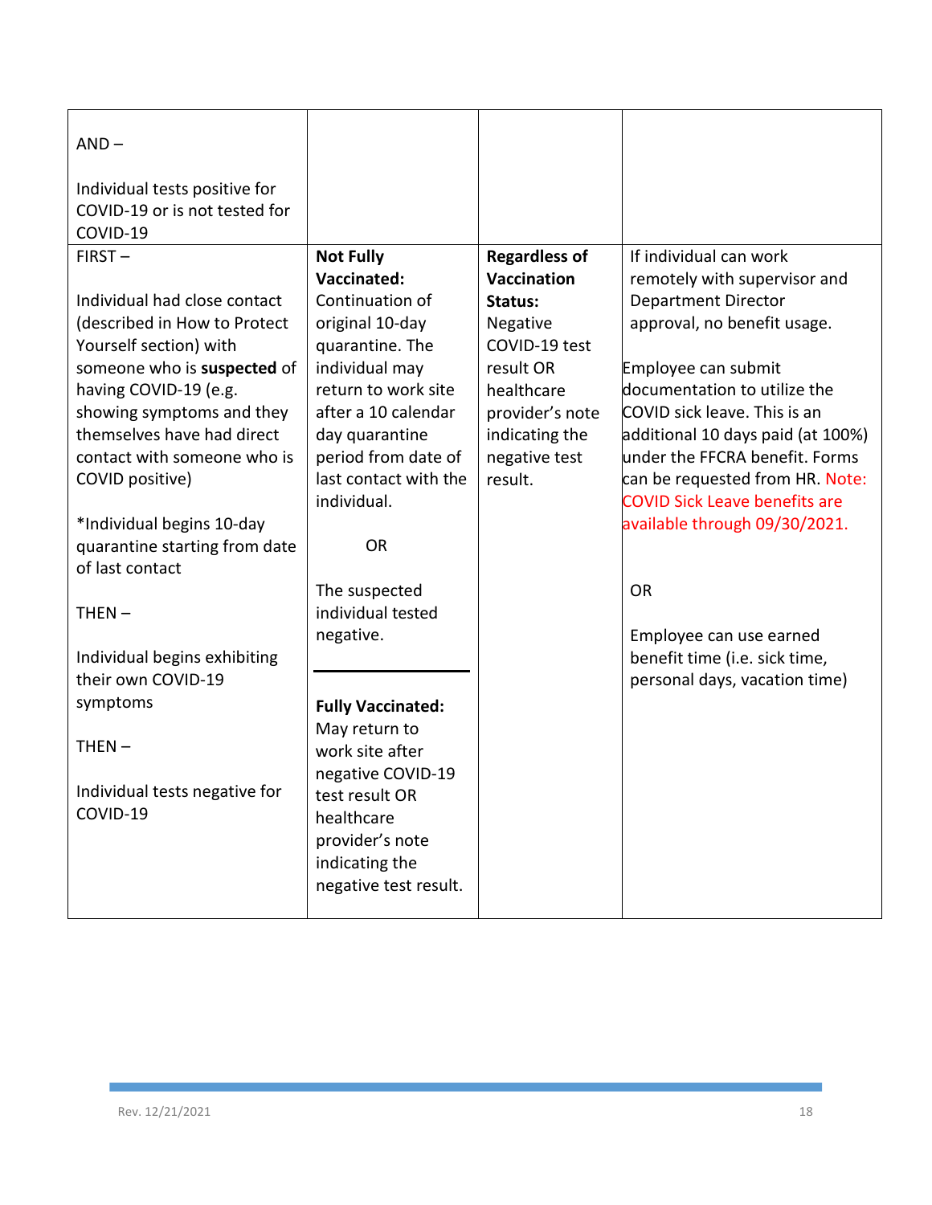| | | | |
|---|---|---|---|
| AND – <br><br>Individual tests positive for COVID-19 or is not tested for COVID-19 | | | |
| FIRST – <br><br>Individual had close contact (described in How to Protect Yourself section) with someone who is **suspected** of having COVID-19 (e.g. showing symptoms and they themselves have had direct contact with someone who is COVID positive)<br><br>*Individual begins 10-day quarantine starting from date of last contact<br><br>THEN –<br><br>Individual begins exhibiting their own COVID-19 symptoms<br><br>THEN –<br><br>Individual tests negative for COVID-19 | **Not Fully Vaccinated:** Continuation of original 10-day quarantine. The individual may return to work site after a 10 calendar day quarantine period from date of last contact with the individual.<br><br>OR<br><br>The suspected individual tested negative.<br><br>---<br><br>**Fully Vaccinated:** May return to work site after negative COVID-19 test result OR healthcare provider's note indicating the negative test result. | **Regardless of Vaccination Status:** Negative COVID-19 test result OR healthcare provider's note indicating the negative test result. | If individual can work remotely with supervisor and Department Director approval, no benefit usage.<br><br>Employee can submit documentation to utilize the COVID sick leave. This is an additional 10 days paid (at 100%) under the FFCRA benefit. Forms can be requested from HR. Note: COVID Sick Leave benefits are available through 09/30/2021.<br><br>OR<br><br>Employee can use earned benefit time (i.e. sick time, personal days, vacation time) |

Rev. 12/21/2021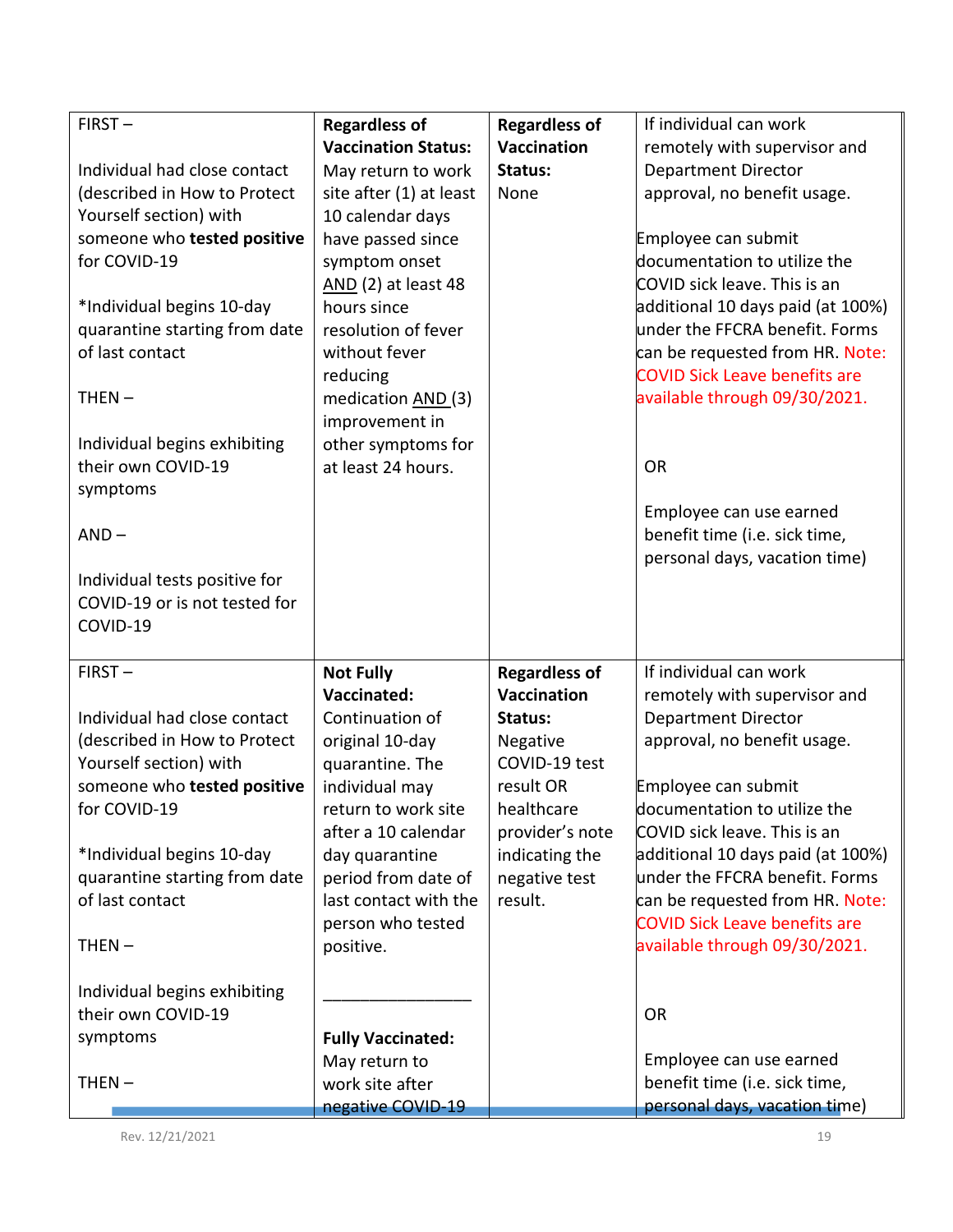| | | | |
|---|---|---|---|
| FIRST –<br><br>Individual had close contact (described in How to Protect Yourself section) with someone who **tested positive** for COVID-19<br><br>*Individual begins 10-day quarantine starting from date of last contact<br><br>THEN –<br><br>Individual begins exhibiting their own COVID-19 symptoms<br><br>AND –<br><br>Individual tests positive for COVID-19 or is not tested for COVID-19 | **Regardless of Vaccination Status:** May return to work site after (1) at least 10 calendar days have passed since symptom onset AND (2) at least 48 hours since resolution of fever without fever reducing medication AND (3) improvement in other symptoms for at least 24 hours. | **Regardless of Vaccination Status:** None | If individual can work remotely with supervisor and Department Director approval, no benefit usage.<br><br>Employee can submit documentation to utilize the COVID sick leave. This is an additional 10 days paid (at 100%) under the FFCRA benefit. Forms can be requested from HR. Note: COVID Sick Leave benefits are available through 09/30/2021.<br><br>OR<br><br>Employee can use earned benefit time (i.e. sick time, personal days, vacation time) |
| FIRST –<br><br>Individual had close contact (described in How to Protect Yourself section) with someone who **tested positive** for COVID-19<br><br>*Individual begins 10-day quarantine starting from date of last contact<br><br>THEN –<br><br>Individual begins exhibiting their own COVID-19 symptoms<br><br>THEN – | **Not Fully Vaccinated:** Continuation of original 10-day quarantine. The individual may return to work site after a 10 calendar day quarantine period from date of last contact with the person who tested positive.<br><br>_______________<br><br>**Fully Vaccinated:** May return to work site after negative COVID-19 | **Regardless of Vaccination Status:** Negative COVID-19 test result OR healthcare provider's note indicating the negative test result. | If individual can work remotely with supervisor and Department Director approval, no benefit usage.<br><br>Employee can submit documentation to utilize the COVID sick leave. This is an additional 10 days paid (at 100%) under the FFCRA benefit. Forms can be requested from HR. Note: COVID Sick Leave benefits are available through 09/30/2021.<br><br>OR<br><br>Employee can use earned benefit time (i.e. sick time, personal days, vacation time) |

Rev. 12/21/2021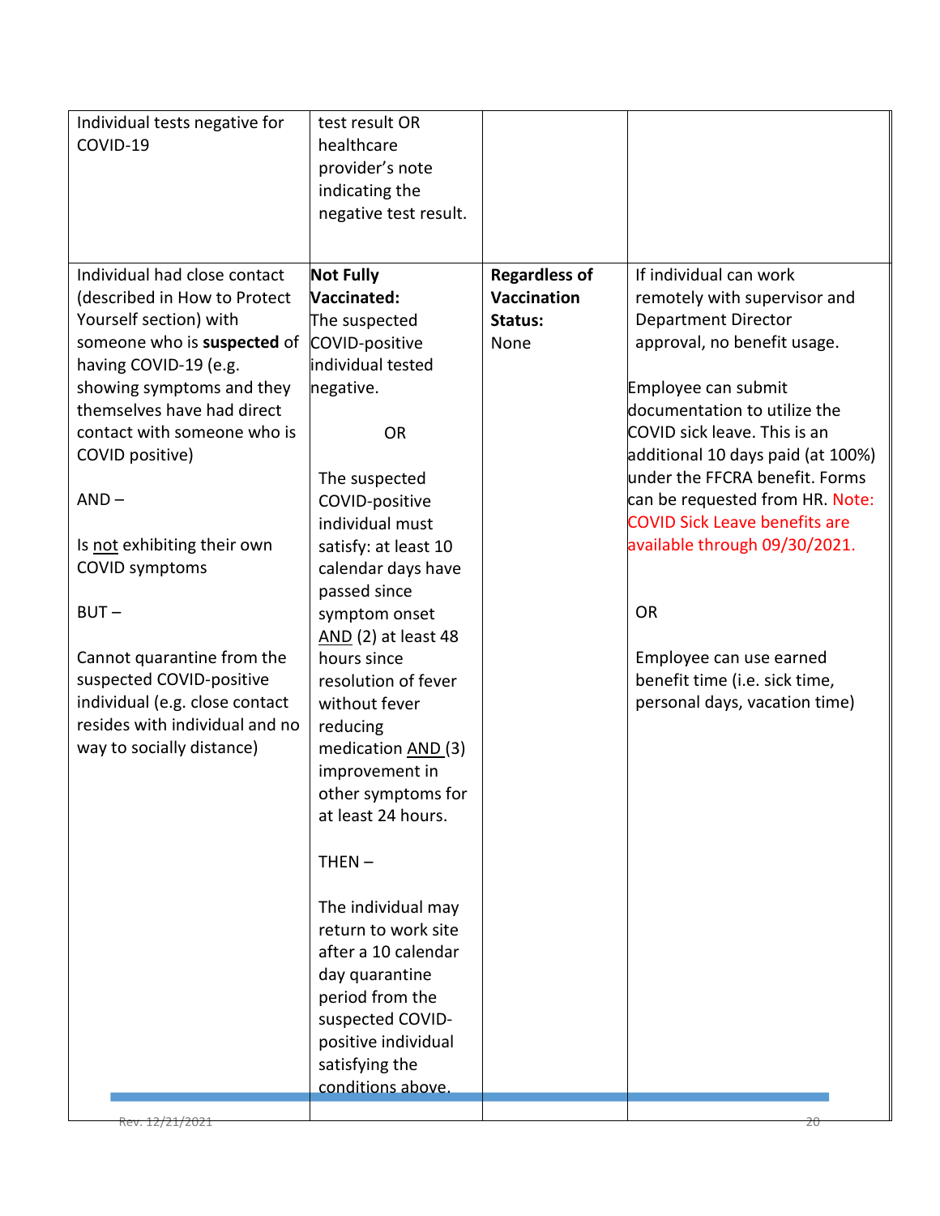| | | | |
|---|---|---|---|
| Individual tests negative for COVID-19 | test result OR healthcare provider's note indicating the negative test result. | | |
| Individual had close contact (described in How to Protect Yourself section) with someone who is **suspected** of having COVID-19 (e.g. showing symptoms and they themselves have had direct contact with someone who is COVID positive)<br><br>AND –<br><br>Is not exhibiting their own COVID symptoms<br><br>BUT –<br><br>Cannot quarantine from the suspected COVID-positive individual (e.g. close contact resides with individual and no way to socially distance) | **Not Fully Vaccinated:** The suspected COVID-positive individual tested negative.<br><br>OR<br><br>The suspected COVID-positive individual must satisfy: at least 10 calendar days have passed since symptom onset AND (2) at least 48 hours since resolution of fever without fever reducing medication AND (3) improvement in other symptoms for at least 24 hours.<br><br>THEN –<br><br>The individual may return to work site after a 10 calendar day quarantine period from the suspected COVID-positive individual satisfying the conditions above. | **Regardless of Vaccination Status:** None | If individual can work remotely with supervisor and Department Director approval, no benefit usage.<br><br>Employee can submit documentation to utilize the COVID sick leave. This is an additional 10 days paid (at 100%) under the FFCRA benefit. Forms can be requested from HR. Note: COVID Sick Leave benefits are available through 09/30/2021.<br><br>OR<br><br>Employee can use earned benefit time (i.e. sick time, personal days, vacation time) |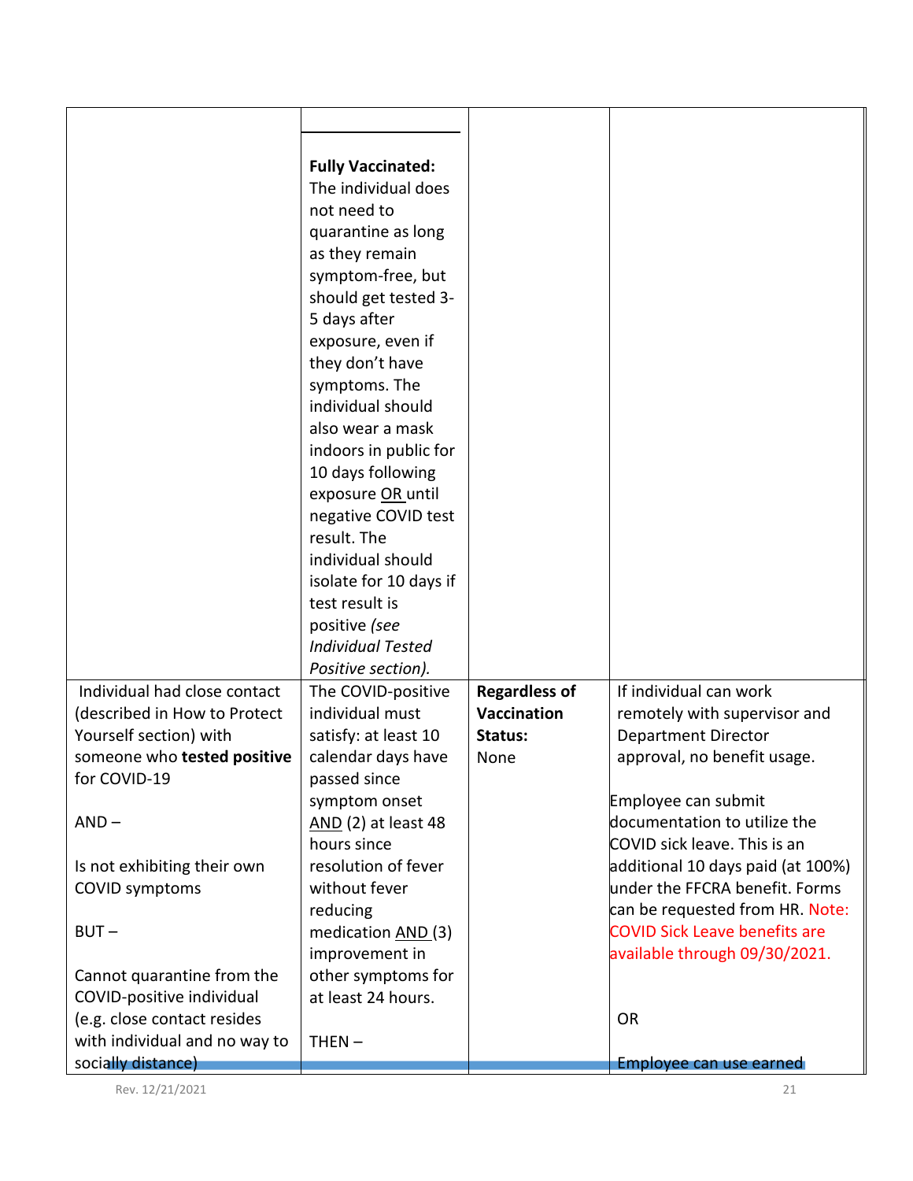| | | | |
|---|---|---|---|
| | **Fully Vaccinated:** The individual does not need to quarantine as long as they remain symptom-free, but should get tested 3-5 days after exposure, even if they don't have symptoms. The individual should also wear a mask indoors in public for 10 days following exposure OR until negative COVID test result. The individual should isolate for 10 days if test result is positive *(see Individual Tested Positive section).* | | |
| Individual had close contact (described in How to Protect Yourself section) with someone who **tested positive** for COVID-19<br><br>AND –<br><br>Is not exhibiting their own COVID symptoms<br><br>BUT –<br><br>Cannot quarantine from the COVID-positive individual (e.g. close contact resides with individual and no way to socially distance) | The COVID-positive individual must satisfy: at least 10 calendar days have passed since symptom onset AND (2) at least 48 hours since resolution of fever without fever reducing medication AND (3) improvement in other symptoms for at least 24 hours.<br><br>THEN – | **Regardless of Vaccination Status:** None | If individual can work remotely with supervisor and Department Director approval, no benefit usage.<br><br>Employee can submit documentation to utilize the COVID sick leave. This is an additional 10 days paid (at 100%) under the FFCRA benefit. Forms can be requested from HR. Note: COVID Sick Leave benefits are available through 09/30/2021.<br><br>OR<br><br>Employee can use earned |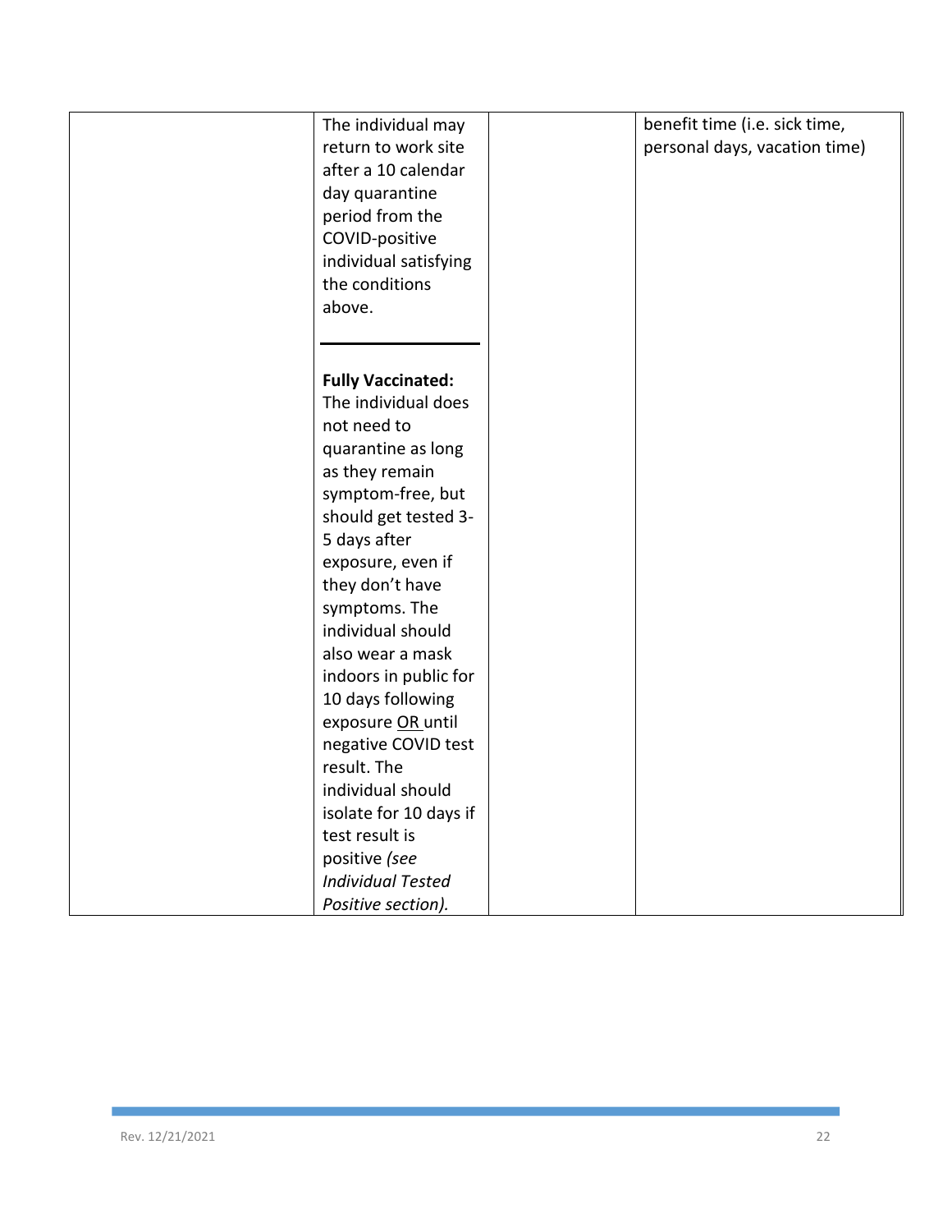| | | | |
|---|---|---|---|
| | The individual may return to work site after a 10 calendar day quarantine period from the COVID-positive individual satisfying the conditions above.<br><br>---<br><br>**Fully Vaccinated:** The individual does not need to quarantine as long as they remain symptom-free, but should get tested 3-5 days after exposure, even if they don't have symptoms. The individual should also wear a mask indoors in public for 10 days following exposure <u>OR</u> until negative COVID test result. The individual should isolate for 10 days if test result is positive *(see Individual Tested Positive section).* | | benefit time (i.e. sick time, personal days, vacation time) |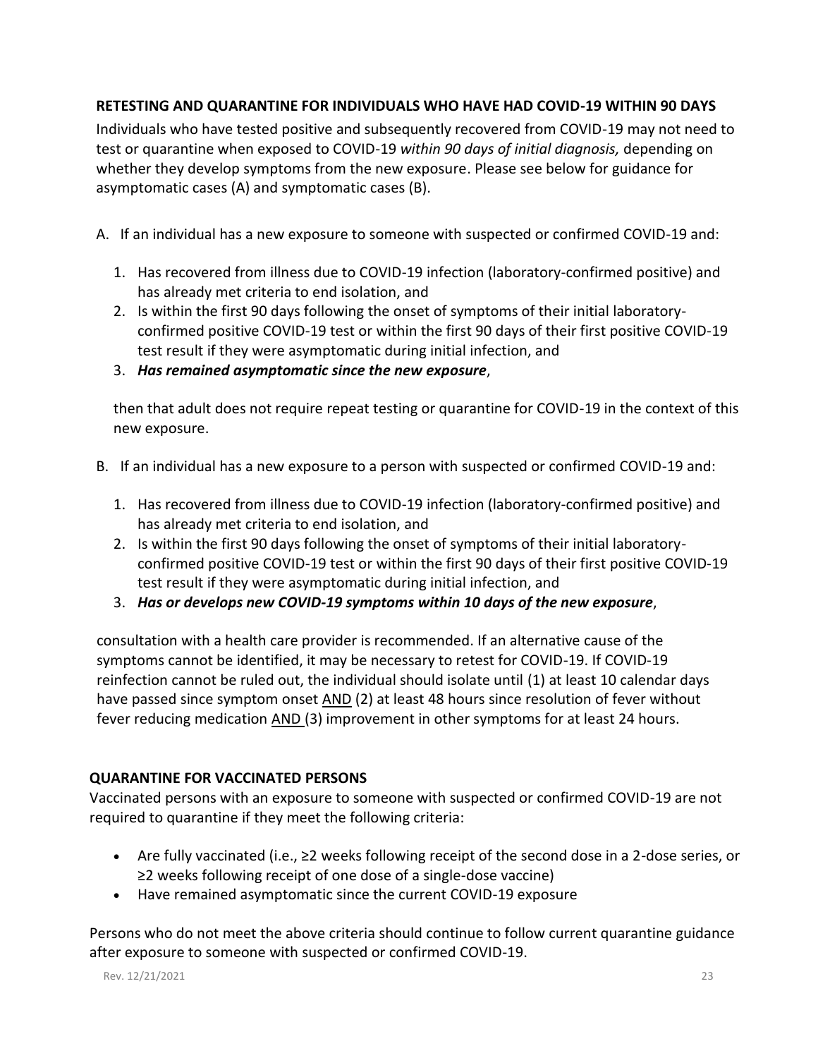## RETESTING AND QUARANTINE FOR INDIVIDUALS WHO HAVE HAD COVID-19 WITHIN 90 DAYS

Individuals who have tested positive and subsequently recovered from COVID-19 may not need to test or quarantine when exposed to COVID-19 *within 90 days of initial diagnosis,* depending on whether they develop symptoms from the new exposure. Please see below for guidance for asymptomatic cases (A) and symptomatic cases (B).

A. If an individual has a new exposure to someone with suspected or confirmed COVID-19 and:

1. Has recovered from illness due to COVID-19 infection (laboratory-confirmed positive) and has already met criteria to end isolation, and
2. Is within the first 90 days following the onset of symptoms of their initial laboratory-confirmed positive COVID-19 test or within the first 90 days of their first positive COVID-19 test result if they were asymptomatic during initial infection, and
3. ***Has remained asymptomatic since the new exposure***,

then that adult does not require repeat testing or quarantine for COVID-19 in the context of this new exposure.

B. If an individual has a new exposure to a person with suspected or confirmed COVID-19 and:

1. Has recovered from illness due to COVID-19 infection (laboratory-confirmed positive) and has already met criteria to end isolation, and
2. Is within the first 90 days following the onset of symptoms of their initial laboratory-confirmed positive COVID-19 test or within the first 90 days of their first positive COVID-19 test result if they were asymptomatic during initial infection, and
3. ***Has or develops new COVID-19 symptoms within 10 days of the new exposure***,

consultation with a health care provider is recommended. If an alternative cause of the symptoms cannot be identified, it may be necessary to retest for COVID-19. If COVID-19 reinfection cannot be ruled out, the individual should isolate until (1) at least 10 calendar days have passed since symptom onset <u>AND</u> (2) at least 48 hours since resolution of fever without fever reducing medication <u>AND</u> (3) improvement in other symptoms for at least 24 hours.

## QUARANTINE FOR VACCINATED PERSONS

Vaccinated persons with an exposure to someone with suspected or confirmed COVID-19 are not required to quarantine if they meet the following criteria:

- Are fully vaccinated (i.e., ≥2 weeks following receipt of the second dose in a 2-dose series, or ≥2 weeks following receipt of one dose of a single-dose vaccine)
- Have remained asymptomatic since the current COVID-19 exposure

Persons who do not meet the above criteria should continue to follow current quarantine guidance after exposure to someone with suspected or confirmed COVID-19.

Rev. 12/21/2021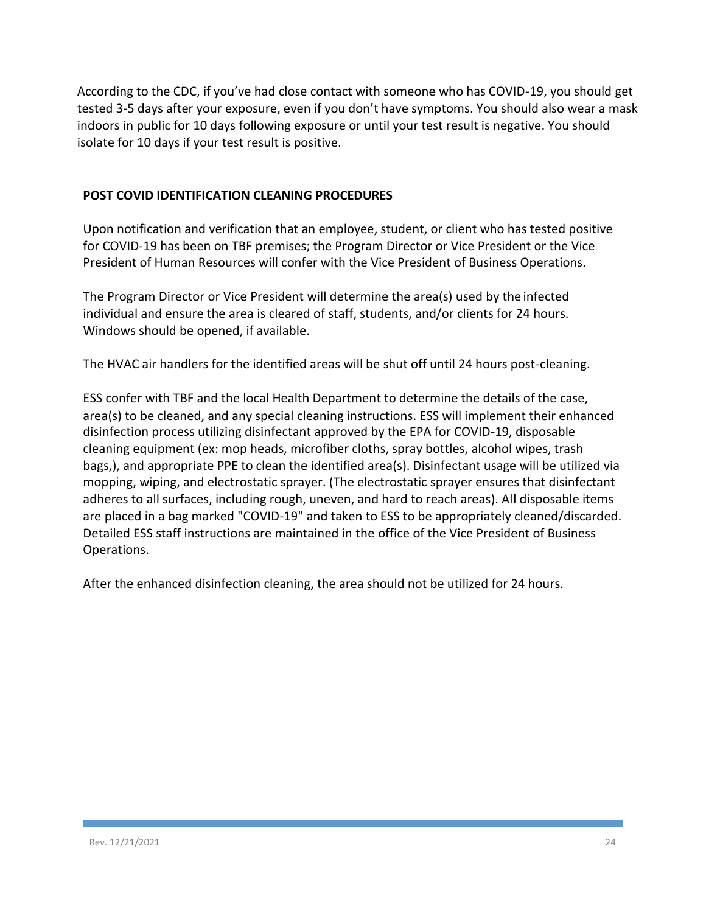According to the CDC, if you've had close contact with someone who has COVID-19, you should get tested 3-5 days after your exposure, even if you don't have symptoms. You should also wear a mask indoors in public for 10 days following exposure or until your test result is negative. You should isolate for 10 days if your test result is positive.

**POST COVID IDENTIFICATION CLEANING PROCEDURES**

Upon notification and verification that an employee, student, or client who has tested positive for COVID-19 has been on TBF premises; the Program Director or Vice President or the Vice President of Human Resources will confer with the Vice President of Business Operations.

The Program Director or Vice President will determine the area(s) used by the infected individual and ensure the area is cleared of staff, students, and/or clients for 24 hours. Windows should be opened, if available.

The HVAC air handlers for the identified areas will be shut off until 24 hours post-cleaning.

ESS confer with TBF and the local Health Department to determine the details of the case, area(s) to be cleaned, and any special cleaning instructions. ESS will implement their enhanced disinfection process utilizing disinfectant approved by the EPA for COVID-19, disposable cleaning equipment (ex: mop heads, microfiber cloths, spray bottles, alcohol wipes, trash bags,), and appropriate PPE to clean the identified area(s). Disinfectant usage will be utilized via mopping, wiping, and electrostatic sprayer. (The electrostatic sprayer ensures that disinfectant adheres to all surfaces, including rough, uneven, and hard to reach areas). All disposable items are placed in a bag marked "COVID-19" and taken to ESS to be appropriately cleaned/discarded. Detailed ESS staff instructions are maintained in the office of the Vice President of Business Operations.

After the enhanced disinfection cleaning, the area should not be utilized for 24 hours.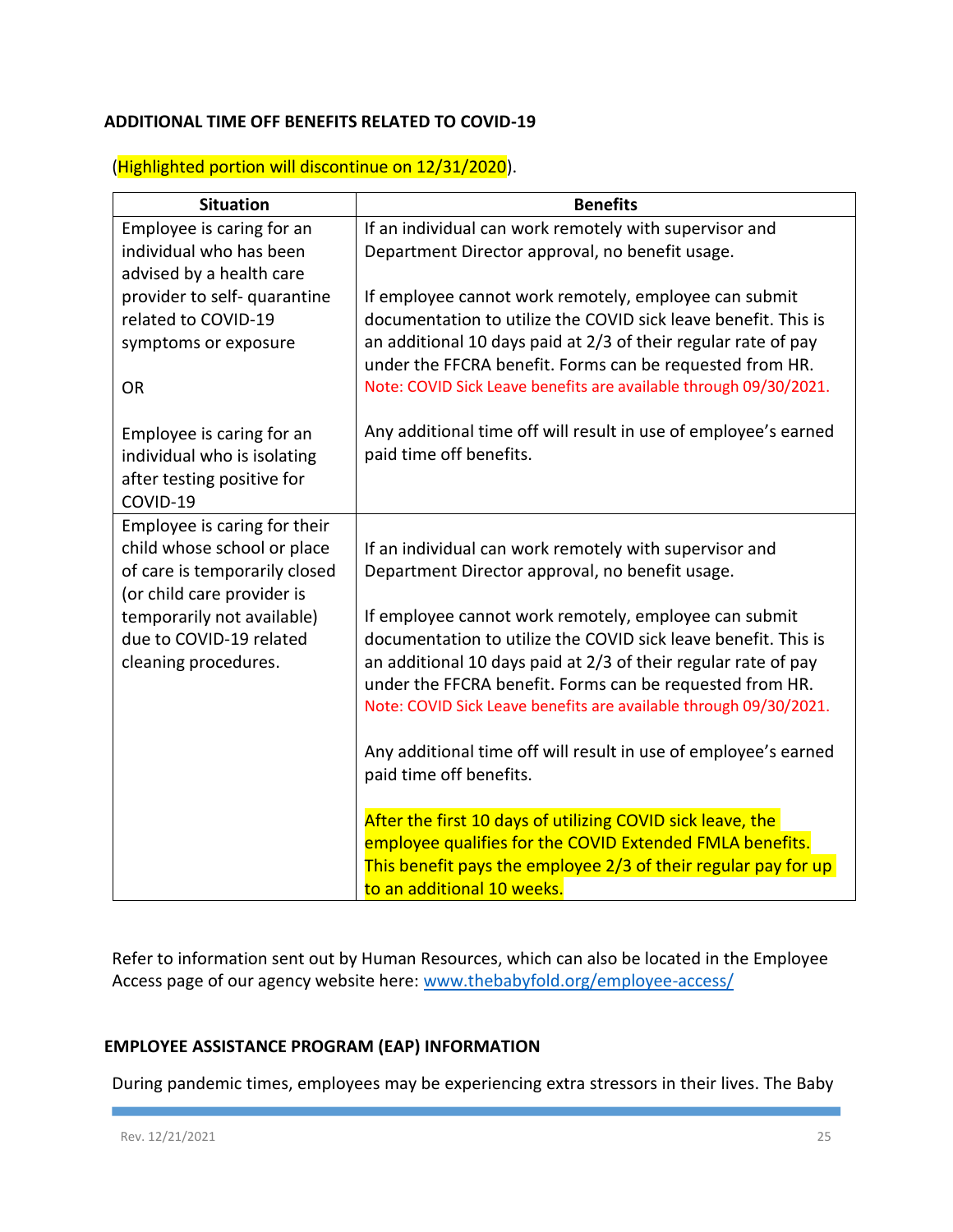### ADDITIONAL TIME OFF BENEFITS RELATED TO COVID-19

(Highlighted portion will discontinue on 12/31/2020).

| Situation | Benefits |
|---|---|
| Employee is caring for an individual who has been advised by a health care provider to self- quarantine related to COVID-19 symptoms or exposure<br><br>OR<br><br>Employee is caring for an individual who is isolating after testing positive for COVID-19 | If an individual can work remotely with supervisor and Department Director approval, no benefit usage.<br><br>If employee cannot work remotely, employee can submit documentation to utilize the COVID sick leave benefit. This is an additional 10 days paid at 2/3 of their regular rate of pay under the FFCRA benefit. Forms can be requested from HR. Note: COVID Sick Leave benefits are available through 09/30/2021.<br><br>Any additional time off will result in use of employee's earned paid time off benefits. |
| Employee is caring for their child whose school or place of care is temporarily closed (or child care provider is temporarily not available) due to COVID-19 related cleaning procedures. | If an individual can work remotely with supervisor and Department Director approval, no benefit usage.<br><br>If employee cannot work remotely, employee can submit documentation to utilize the COVID sick leave benefit. This is an additional 10 days paid at 2/3 of their regular rate of pay under the FFCRA benefit. Forms can be requested from HR. Note: COVID Sick Leave benefits are available through 09/30/2021.<br><br>Any additional time off will result in use of employee's earned paid time off benefits.<br><br>After the first 10 days of utilizing COVID sick leave, the employee qualifies for the COVID Extended FMLA benefits. This benefit pays the employee 2/3 of their regular pay for up to an additional 10 weeks. |

Refer to information sent out by Human Resources, which can also be located in the Employee Access page of our agency website here: www.thebabyfold.org/employee-access/

### EMPLOYEE ASSISTANCE PROGRAM (EAP) INFORMATION

During pandemic times, employees may be experiencing extra stressors in their lives. The Baby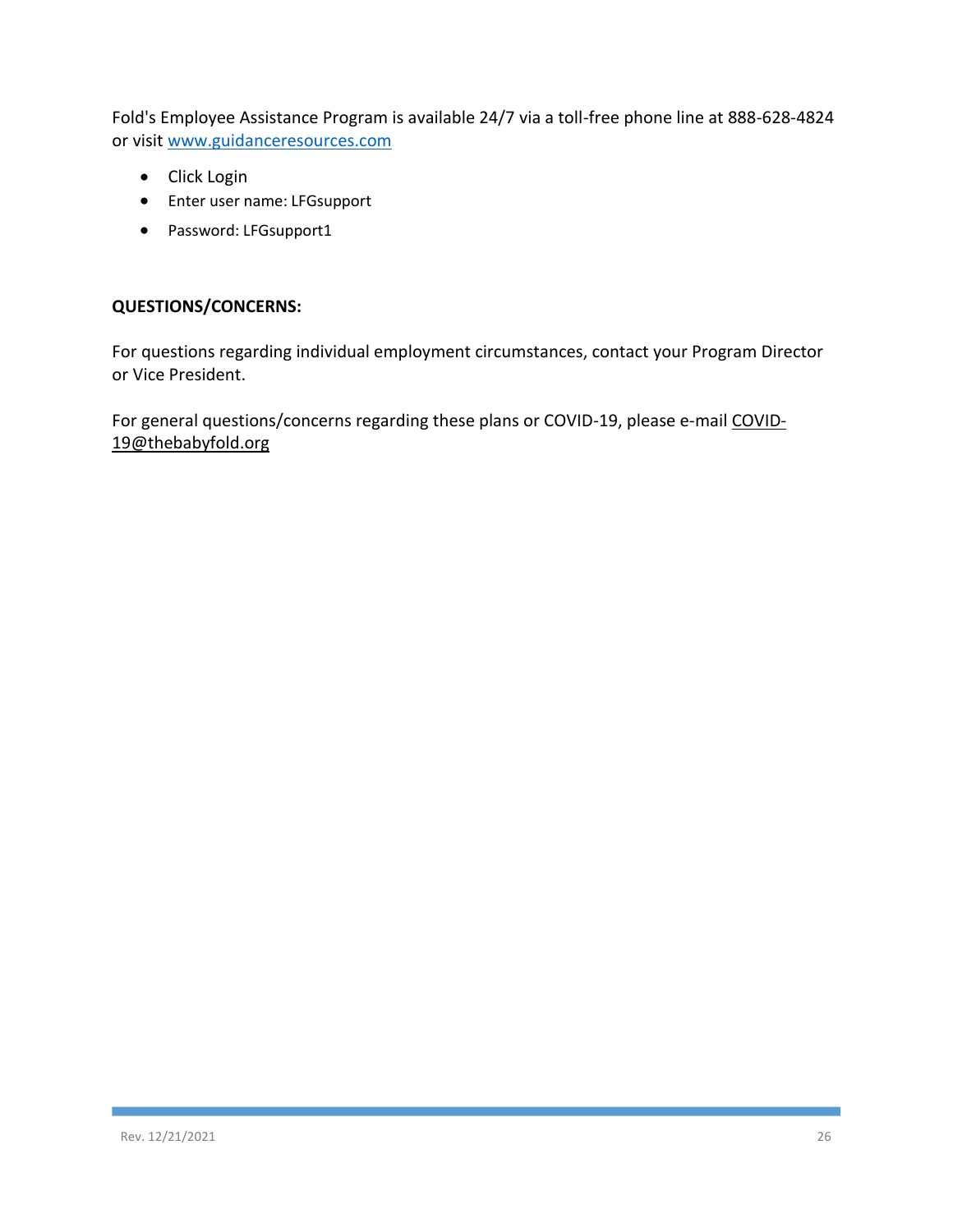Fold's Employee Assistance Program is available 24/7 via a toll-free phone line at 888-628-4824 or visit [www.guidanceresources.com](http://www.guidanceresources.com)

- Click Login
- Enter user name: LFGsupport
- Password: LFGsupport1

**QUESTIONS/CONCERNS:**

For questions regarding individual employment circumstances, contact your Program Director or Vice President.

For general questions/concerns regarding these plans or COVID-19, please e-mail COVID-19@thebabyfold.org